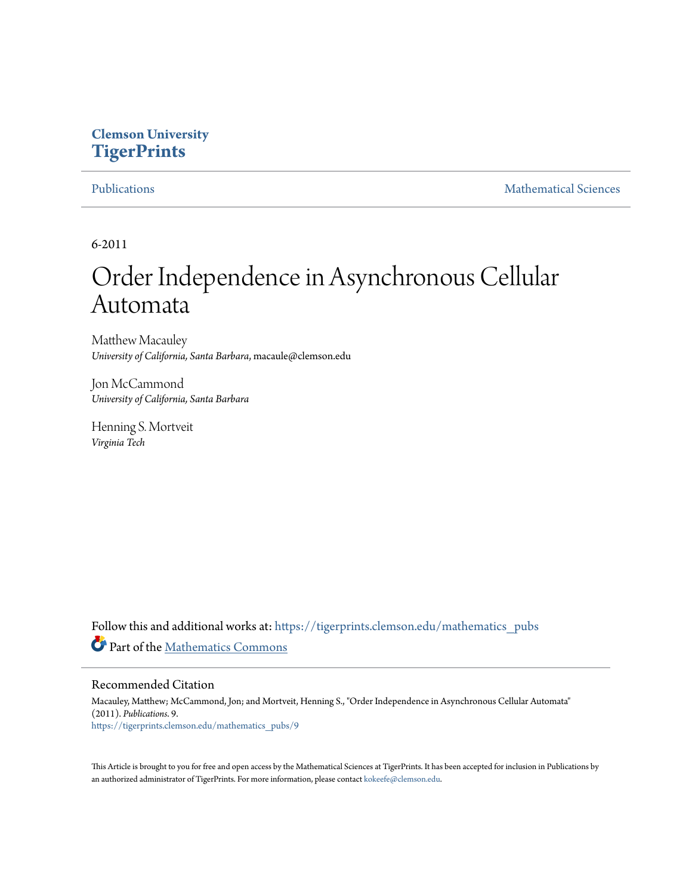**Clemson University**
**TigerPrints**

Publications | Mathematical Sciences

6-2011

# Order Independence in Asynchronous Cellular Automata

Matthew Macauley
*University of California, Santa Barbara*, macaule@clemson.edu

Jon McCammond
*University of California, Santa Barbara*

Henning S. Mortveit
*Virginia Tech*

Follow this and additional works at: https://tigerprints.clemson.edu/mathematics_pubs

Part of the Mathematics Commons

## Recommended Citation

Macauley, Matthew; McCammond, Jon; and Mortveit, Henning S., "Order Independence in Asynchronous Cellular Automata" (2011). *Publications*. 9.
https://tigerprints.clemson.edu/mathematics_pubs/9

This Article is brought to you for free and open access by the Mathematical Sciences at TigerPrints. It has been accepted for inclusion in Publications by an authorized administrator of TigerPrints. For more information, please contact kokeefe@clemson.edu.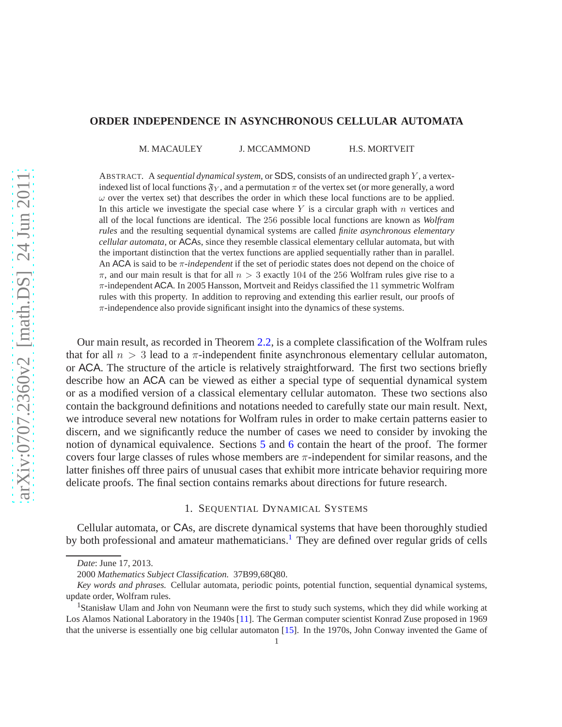# ORDER INDEPENDENCE IN ASYNCHRONOUS CELLULAR AUTOMATA

M. MACAULEY J. MCCAMMOND H.S. MORTVEIT

ABSTRACT. A *sequential dynamical system*, or SDS, consists of an undirected graph $Y$, a vertex-indexed list of local functions $\mathfrak{F}_Y$, and a permutation $\pi$ of the vertex set (or more generally, a word $\omega$ over the vertex set) that describes the order in which these local functions are to be applied. In this article we investigate the special case where $Y$ is a circular graph with $n$ vertices and all of the local functions are identical. The 256 possible local functions are known as *Wolfram rules* and the resulting sequential dynamical systems are called *finite asynchronous elementary cellular automata*, or ACAs, since they resemble classical elementary cellular automata, but with the important distinction that the vertex functions are applied sequentially rather than in parallel. An ACA is said to be $\pi$-*independent* if the set of periodic states does not depend on the choice of $\pi$, and our main result is that for all $n > 3$ exactly 104 of the 256 Wolfram rules give rise to a $\pi$-independent ACA. In 2005 Hansson, Mortveit and Reidys classified the 11 symmetric Wolfram rules with this property. In addition to reproving and extending this earlier result, our proofs of $\pi$-independence also provide significant insight into the dynamics of these systems.

Our main result, as recorded in Theorem 2.2, is a complete classification of the Wolfram rules that for all $n > 3$ lead to a $\pi$-independent finite asynchronous elementary cellular automaton, or ACA. The structure of the article is relatively straightforward. The first two sections briefly describe how an ACA can be viewed as either a special type of sequential dynamical system or as a modified version of a classical elementary cellular automaton. These two sections also contain the background definitions and notations needed to carefully state our main result. Next, we introduce several new notations for Wolfram rules in order to make certain patterns easier to discern, and we significantly reduce the number of cases we need to consider by invoking the notion of dynamical equivalence. Sections 5 and 6 contain the heart of the proof. The former covers four large classes of rules whose members are $\pi$-independent for similar reasons, and the latter finishes off three pairs of unusual cases that exhibit more intricate behavior requiring more delicate proofs. The final section contains remarks about directions for future research.

## 1. SEQUENTIAL DYNAMICAL SYSTEMS

Cellular automata, or CAs, are discrete dynamical systems that have been thoroughly studied by both professional and amateur mathematicians.[1] They are defined over regular grids of cells

---

*Date*: June 17, 2013.

2000 *Mathematics Subject Classification.* 37B99,68Q80.

*Key words and phrases.* Cellular automata, periodic points, potential function, sequential dynamical systems, update order, Wolfram rules.

[1]Stanisław Ulam and John von Neumann were the first to study such systems, which they did while working at Los Alamos National Laboratory in the 1940s [11]. The German computer scientist Konrad Zuse proposed in 1969 that the universe is essentially one big cellular automaton [15]. In the 1970s, John Conway invented the Game of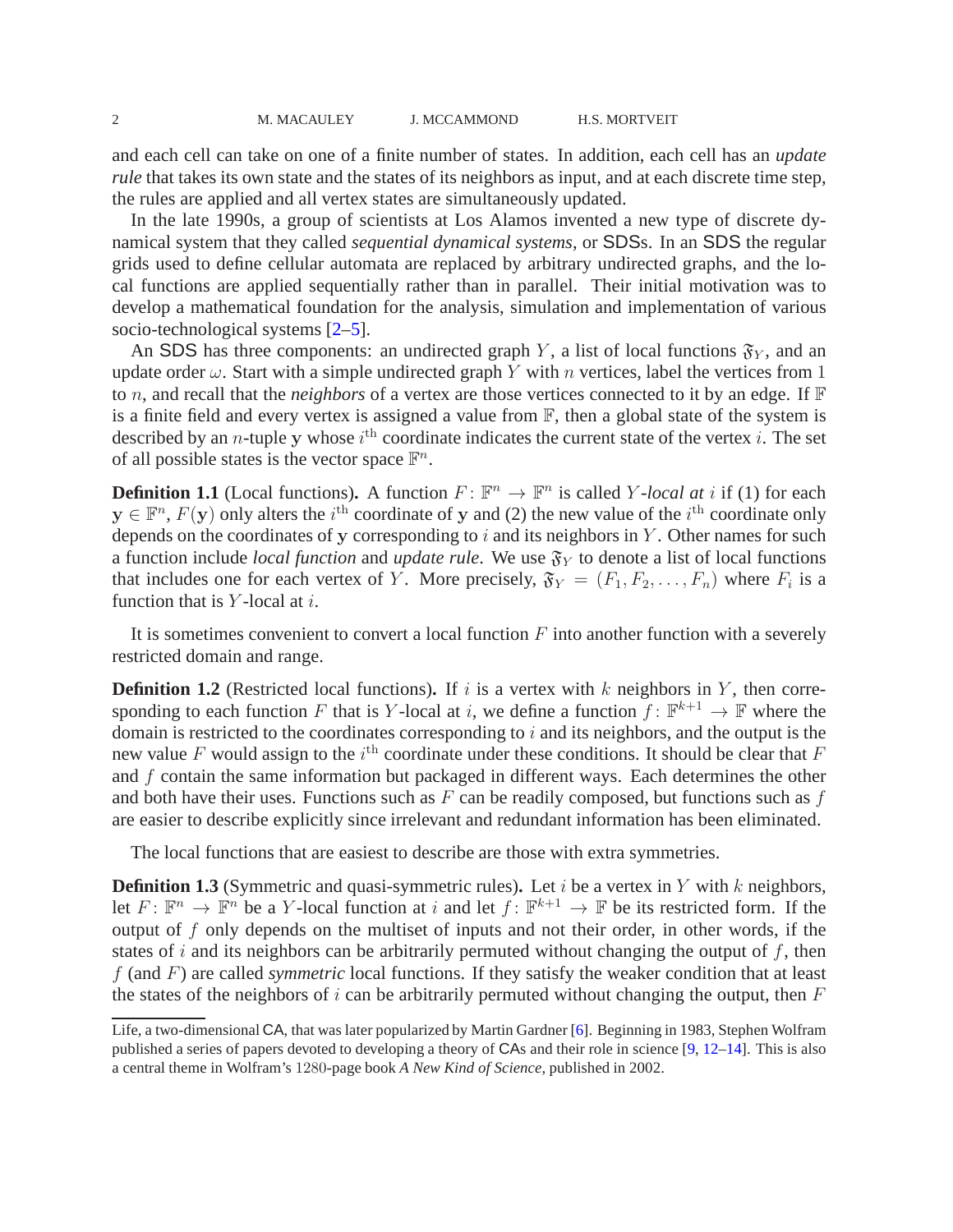and each cell can take on one of a finite number of states. In addition, each cell has an *update rule* that takes its own state and the states of its neighbors as input, and at each discrete time step, the rules are applied and all vertex states are simultaneously updated.

In the late 1990s, a group of scientists at Los Alamos invented a new type of discrete dynamical system that they called *sequential dynamical systems*, or SDSs. In an SDS the regular grids used to define cellular automata are replaced by arbitrary undirected graphs, and the local functions are applied sequentially rather than in parallel. Their initial motivation was to develop a mathematical foundation for the analysis, simulation and implementation of various socio-technological systems [2–5].

An SDS has three components: an undirected graph $Y$, a list of local functions $\mathfrak{F}_Y$, and an update order $\omega$. Start with a simple undirected graph $Y$ with $n$ vertices, label the vertices from 1 to $n$, and recall that the *neighbors* of a vertex are those vertices connected to it by an edge. If $\mathbb{F}$ is a finite field and every vertex is assigned a value from $\mathbb{F}$, then a global state of the system is described by an $n$-tuple $\mathbf{y}$ whose $i^{\text{th}}$ coordinate indicates the current state of the vertex $i$. The set of all possible states is the vector space $\mathbb{F}^n$.

**Definition 1.1** (Local functions)**.** A function $F\colon \mathbb{F}^n \to \mathbb{F}^n$ is called *$Y$-local at $i$* if (1) for each $\mathbf{y} \in \mathbb{F}^n$, $F(\mathbf{y})$ only alters the $i^{\text{th}}$ coordinate of $\mathbf{y}$ and (2) the new value of the $i^{\text{th}}$ coordinate only depends on the coordinates of $\mathbf{y}$ corresponding to $i$ and its neighbors in $Y$. Other names for such a function include *local function* and *update rule*. We use $\mathfrak{F}_Y$ to denote a list of local functions that includes one for each vertex of $Y$. More precisely, $\mathfrak{F}_Y = (F_1, F_2, \ldots, F_n)$ where $F_i$ is a function that is $Y$-local at $i$.

It is sometimes convenient to convert a local function $F$ into another function with a severely restricted domain and range.

**Definition 1.2** (Restricted local functions)**.** If $i$ is a vertex with $k$ neighbors in $Y$, then corresponding to each function $F$ that is $Y$-local at $i$, we define a function $f\colon \mathbb{F}^{k+1} \to \mathbb{F}$ where the domain is restricted to the coordinates corresponding to $i$ and its neighbors, and the output is the new value $F$ would assign to the $i^{\text{th}}$ coordinate under these conditions. It should be clear that $F$ and $f$ contain the same information but packaged in different ways. Each determines the other and both have their uses. Functions such as $F$ can be readily composed, but functions such as $f$ are easier to describe explicitly since irrelevant and redundant information has been eliminated.

The local functions that are easiest to describe are those with extra symmetries.

**Definition 1.3** (Symmetric and quasi-symmetric rules)**.** Let $i$ be a vertex in $Y$ with $k$ neighbors, let $F\colon \mathbb{F}^n \to \mathbb{F}^n$ be a $Y$-local function at $i$ and let $f\colon \mathbb{F}^{k+1} \to \mathbb{F}$ be its restricted form. If the output of $f$ only depends on the multiset of inputs and not their order, in other words, if the states of $i$ and its neighbors can be arbitrarily permuted without changing the output of $f$, then $f$ (and $F$) are called *symmetric* local functions. If they satisfy the weaker condition that at least the states of the neighbors of $i$ can be arbitrarily permuted without changing the output, then $F$

Life, a two-dimensional CA, that was later popularized by Martin Gardner [6]. Beginning in 1983, Stephen Wolfram published a series of papers devoted to developing a theory of CAs and their role in science [9, 12–14]. This is also a central theme in Wolfram's 1280-page book *A New Kind of Science*, published in 2002.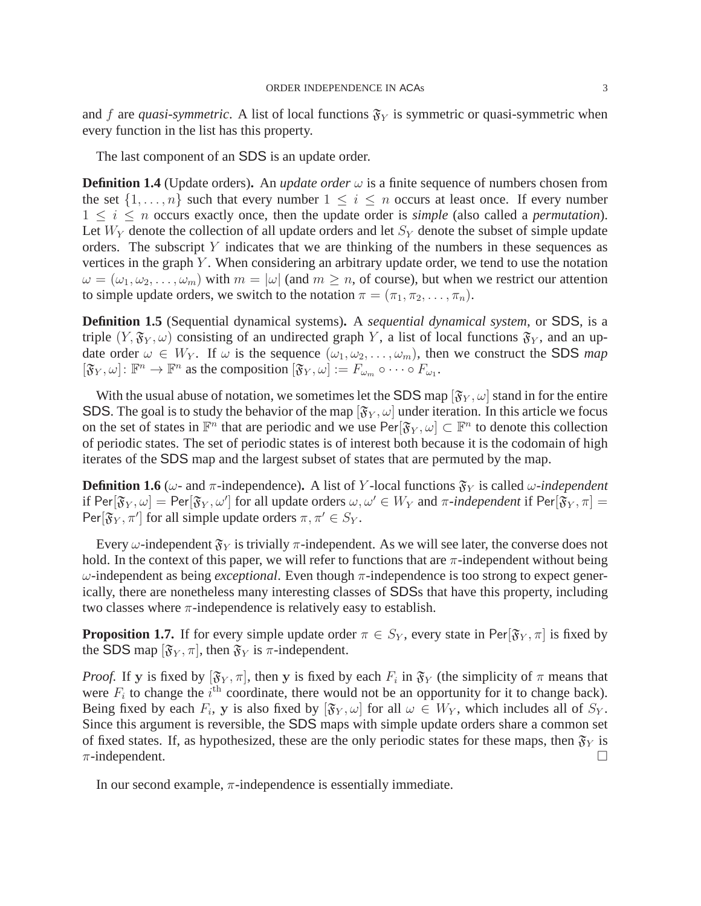and $f$ are *quasi-symmetric*. A list of local functions $\mathfrak{F}_Y$ is symmetric or quasi-symmetric when every function in the list has this property.

The last component of an SDS is an update order.

**Definition 1.4** (Update orders)**.** An *update order* $\omega$ is a finite sequence of numbers chosen from the set $\{1,\ldots,n\}$ such that every number $1 \leq i \leq n$ occurs at least once. If every number $1 \leq i \leq n$ occurs exactly once, then the update order is *simple* (also called a *permutation*). Let $W_Y$ denote the collection of all update orders and let $S_Y$ denote the subset of simple update orders. The subscript $Y$ indicates that we are thinking of the numbers in these sequences as vertices in the graph $Y$. When considering an arbitrary update order, we tend to use the notation $\omega = (\omega_1, \omega_2, \ldots, \omega_m)$ with $m = |\omega|$ (and $m \geq n$, of course), but when we restrict our attention to simple update orders, we switch to the notation $\pi = (\pi_1, \pi_2, \ldots, \pi_n)$.

**Definition 1.5** (Sequential dynamical systems)**.** A *sequential dynamical system*, or SDS, is a triple $(Y, \mathfrak{F}_Y, \omega)$ consisting of an undirected graph $Y$, a list of local functions $\mathfrak{F}_Y$, and an update order $\omega \in W_Y$. If $\omega$ is the sequence $(\omega_1, \omega_2, \ldots, \omega_m)$, then we construct the SDS *map* $[\mathfrak{F}_Y, \omega] \colon \mathbb{F}^n \to \mathbb{F}^n$ as the composition $[\mathfrak{F}_Y, \omega] := F_{\omega_m} \circ \cdots \circ F_{\omega_1}$.

With the usual abuse of notation, we sometimes let the SDS map $[\mathfrak{F}_Y, \omega]$ stand in for the entire SDS. The goal is to study the behavior of the map $[\mathfrak{F}_Y, \omega]$ under iteration. In this article we focus on the set of states in $\mathbb{F}^n$ that are periodic and we use $\mathsf{Per}[\mathfrak{F}_Y, \omega] \subset \mathbb{F}^n$ to denote this collection of periodic states. The set of periodic states is of interest both because it is the codomain of high iterates of the SDS map and the largest subset of states that are permuted by the map.

**Definition 1.6** ($\omega$- and $\pi$-independence)**.** A list of $Y$-local functions $\mathfrak{F}_Y$ is called $\omega$-*independent* if $\mathsf{Per}[\mathfrak{F}_Y, \omega] = \mathsf{Per}[\mathfrak{F}_Y, \omega']$ for all update orders $\omega, \omega' \in W_Y$ and $\pi$-*independent* if $\mathsf{Per}[\mathfrak{F}_Y, \pi] = \mathsf{Per}[\mathfrak{F}_Y, \pi']$ for all simple update orders $\pi, \pi' \in S_Y$.

Every $\omega$-independent $\mathfrak{F}_Y$ is trivially $\pi$-independent. As we will see later, the converse does not hold. In the context of this paper, we will refer to functions that are $\pi$-independent without being $\omega$-independent as being *exceptional*. Even though $\pi$-independence is too strong to expect generically, there are nonetheless many interesting classes of SDSs that have this property, including two classes where $\pi$-independence is relatively easy to establish.

**Proposition 1.7.** If for every simple update order $\pi \in S_Y$, every state in $\mathsf{Per}[\mathfrak{F}_Y, \pi]$ is fixed by the SDS map $[\mathfrak{F}_Y, \pi]$, then $\mathfrak{F}_Y$ is $\pi$-independent.

*Proof.* If $\mathbf{y}$ is fixed by $[\mathfrak{F}_Y, \pi]$, then $\mathbf{y}$ is fixed by each $F_i$ in $\mathfrak{F}_Y$ (the simplicity of $\pi$ means that were $F_i$ to change the $i^{\text{th}}$ coordinate, there would not be an opportunity for it to change back). Being fixed by each $F_i$, $\mathbf{y}$ is also fixed by $[\mathfrak{F}_Y, \omega]$ for all $\omega \in W_Y$, which includes all of $S_Y$. Since this argument is reversible, the SDS maps with simple update orders share a common set of fixed states. If, as hypothesized, these are the only periodic states for these maps, then $\mathfrak{F}_Y$ is $\pi$-independent. □

In our second example, $\pi$-independence is essentially immediate.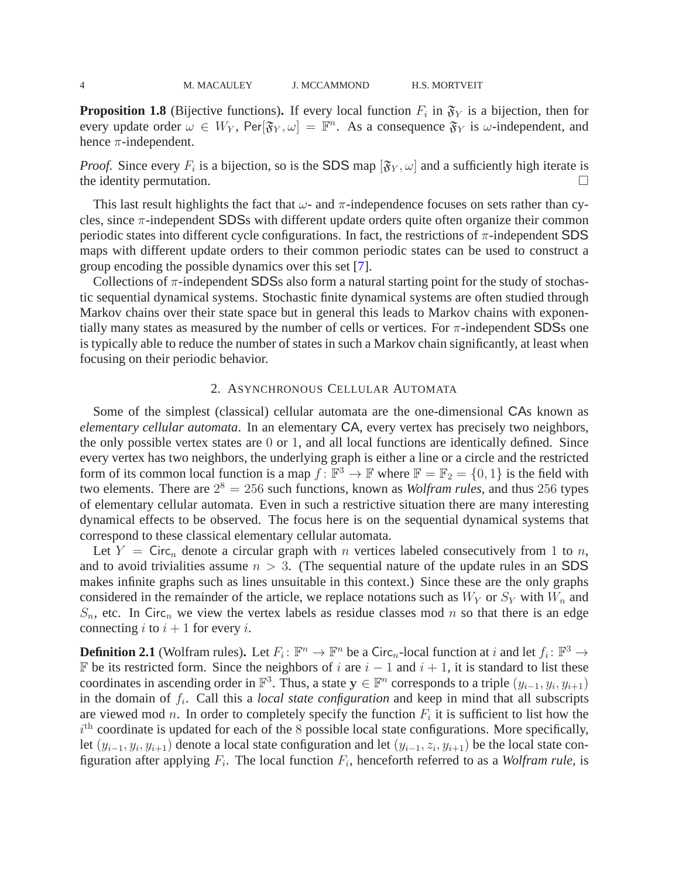**Proposition 1.8** (Bijective functions)**.** If every local function $F_i$ in $\mathfrak{F}_Y$ is a bijection, then for every update order $\omega \in W_Y$, $\mathsf{Per}[\mathfrak{F}_Y, \omega] = \mathbb{F}^n$. As a consequence $\mathfrak{F}_Y$ is $\omega$-independent, and hence $\pi$-independent.

*Proof.* Since every $F_i$ is a bijection, so is the SDS map $[\mathfrak{F}_Y, \omega]$ and a sufficiently high iterate is the identity permutation. □

This last result highlights the fact that $\omega$- and $\pi$-independence focuses on sets rather than cycles, since $\pi$-independent SDSs with different update orders quite often organize their common periodic states into different cycle configurations. In fact, the restrictions of $\pi$-independent SDS maps with different update orders to their common periodic states can be used to construct a group encoding the possible dynamics over this set [7].

Collections of $\pi$-independent SDSs also form a natural starting point for the study of stochastic sequential dynamical systems. Stochastic finite dynamical systems are often studied through Markov chains over their state space but in general this leads to Markov chains with exponentially many states as measured by the number of cells or vertices. For $\pi$-independent SDSs one is typically able to reduce the number of states in such a Markov chain significantly, at least when focusing on their periodic behavior.

## 2. Asynchronous Cellular Automata

Some of the simplest (classical) cellular automata are the one-dimensional CAs known as *elementary cellular automata*. In an elementary CA, every vertex has precisely two neighbors, the only possible vertex states are $0$ or $1$, and all local functions are identically defined. Since every vertex has two neighbors, the underlying graph is either a line or a circle and the restricted form of its common local function is a map $f \colon \mathbb{F}^3 \to \mathbb{F}$ where $\mathbb{F} = \mathbb{F}_2 = \{0, 1\}$ is the field with two elements. There are $2^8 = 256$ such functions, known as *Wolfram rules*, and thus $256$ types of elementary cellular automata. Even in such a restrictive situation there are many interesting dynamical effects to be observed. The focus here is on the sequential dynamical systems that correspond to these classical elementary cellular automata.

Let $Y = \mathsf{Circ}_n$ denote a circular graph with $n$ vertices labeled consecutively from $1$ to $n$, and to avoid trivialities assume $n > 3$. (The sequential nature of the update rules in an SDS makes infinite graphs such as lines unsuitable in this context.) Since these are the only graphs considered in the remainder of the article, we replace notations such as $W_Y$ or $S_Y$ with $W_n$ and $S_n$, etc. In $\mathsf{Circ}_n$ we view the vertex labels as residue classes mod $n$ so that there is an edge connecting $i$ to $i + 1$ for every $i$.

**Definition 2.1** (Wolfram rules)**.** Let $F_i \colon \mathbb{F}^n \to \mathbb{F}^n$ be a $\mathsf{Circ}_n$-local function at $i$ and let $f_i \colon \mathbb{F}^3 \to \mathbb{F}$ be its restricted form. Since the neighbors of $i$ are $i - 1$ and $i + 1$, it is standard to list these coordinates in ascending order in $\mathbb{F}^3$. Thus, a state $\mathbf{y} \in \mathbb{F}^n$ corresponds to a triple $(y_{i-1}, y_i, y_{i+1})$ in the domain of $f_i$. Call this a *local state configuration* and keep in mind that all subscripts are viewed mod $n$. In order to completely specify the function $F_i$ it is sufficient to list how the $i^{\text{th}}$ coordinate is updated for each of the $8$ possible local state configurations. More specifically, let $(y_{i-1}, y_i, y_{i+1})$ denote a local state configuration and let $(y_{i-1}, z_i, y_{i+1})$ be the local state configuration after applying $F_i$. The local function $F_i$, henceforth referred to as a *Wolfram rule*, is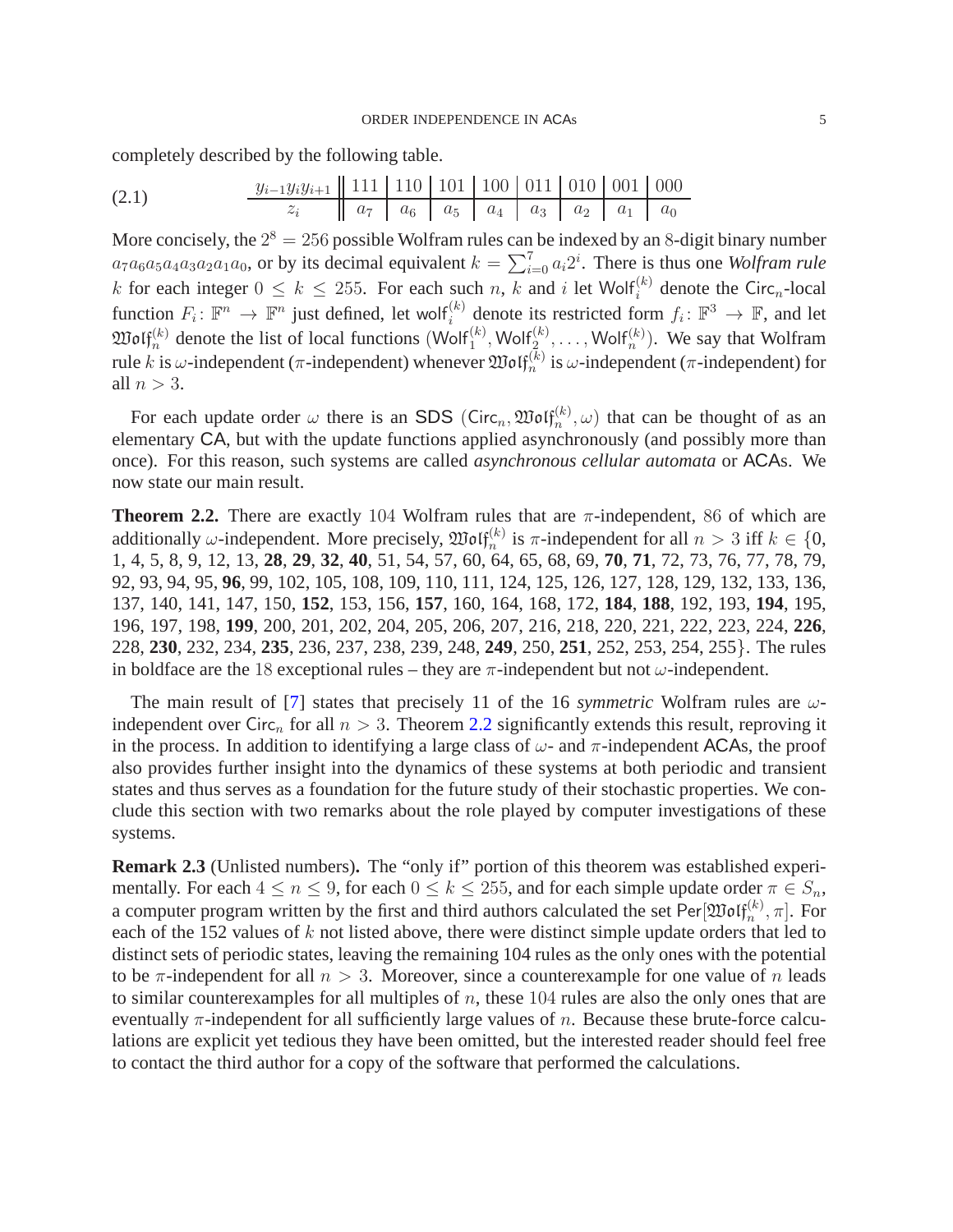completely described by the following table.

(2.1)

| $y_{i-1}y_iy_{i+1}$ | 111 | 110 | 101 | 100 | 011 | 010 | 001 | 000 |
|---|---|---|---|---|---|---|---|---|
| $z_i$ | $a_7$ | $a_6$ | $a_5$ | $a_4$ | $a_3$ | $a_2$ | $a_1$ | $a_0$ |

More concisely, the $2^8 = 256$ possible Wolfram rules can be indexed by an 8-digit binary number $a_7a_6a_5a_4a_3a_2a_1a_0$, or by its decimal equivalent $k = \sum_{i=0}^{7} a_i 2^i$. There is thus one *Wolfram rule* $k$ for each integer $0 \leq k \leq 255$. For each such $n$, $k$ and $i$ let $\mathsf{Wolf}_i^{(k)}$ denote the $\mathsf{Circ}_n$-local function $F_i \colon \mathbb{F}^n \to \mathbb{F}^n$ just defined, let $\mathsf{wolf}_i^{(k)}$ denote its restricted form $f_i \colon \mathbb{F}^3 \to \mathbb{F}$, and let $\mathfrak{Wolf}_n^{(k)}$ denote the list of local functions $(\mathsf{Wolf}_1^{(k)}, \mathsf{Wolf}_2^{(k)}, \ldots, \mathsf{Wolf}_n^{(k)})$. We say that Wolfram rule $k$ is $\omega$-independent ($\pi$-independent) whenever $\mathfrak{Wolf}_n^{(k)}$ is $\omega$-independent ($\pi$-independent) for all $n > 3$.

For each update order $\omega$ there is an SDS $(\mathsf{Circ}_n, \mathfrak{Wolf}_n^{(k)}, \omega)$ that can be thought of as an elementary CA, but with the update functions applied asynchronously (and possibly more than once). For this reason, such systems are called *asynchronous cellular automata* or ACAs. We now state our main result.

**Theorem 2.2.** There are exactly 104 Wolfram rules that are $\pi$-independent, 86 of which are additionally $\omega$-independent. More precisely, $\mathfrak{Wolf}_n^{(k)}$ is $\pi$-independent for all $n > 3$ iff $k \in \{$0, 1, 4, 5, 8, 9, 12, 13, **28**, **29**, **32**, **40**, 51, 54, 57, 60, 64, 65, 68, 69, **70**, **71**, 72, 73, 76, 77, 78, 79, 92, 93, 94, 95, **96**, 99, 102, 105, 108, 109, 110, 111, 124, 125, 126, 127, 128, 129, 132, 133, 136, 137, 140, 141, 147, 150, **152**, 153, 156, **157**, 160, 164, 168, 172, **184**, **188**, 192, 193, **194**, 195, 196, 197, 198, **199**, 200, 201, 202, 204, 205, 206, 207, 216, 218, 220, 221, 222, 223, 224, **226**, 228, **230**, 232, 234, **235**, 236, 237, 238, 239, 248, **249**, 250, **251**, 252, 253, 254, 255$\}$. The rules in boldface are the 18 exceptional rules – they are $\pi$-independent but not $\omega$-independent.

The main result of [7] states that precisely 11 of the 16 *symmetric* Wolfram rules are $\omega$-independent over $\mathsf{Circ}_n$ for all $n > 3$. Theorem 2.2 significantly extends this result, reproving it in the process. In addition to identifying a large class of $\omega$- and $\pi$-independent ACAs, the proof also provides further insight into the dynamics of these systems at both periodic and transient states and thus serves as a foundation for the future study of their stochastic properties. We conclude this section with two remarks about the role played by computer investigations of these systems.

**Remark 2.3** (Unlisted numbers)**.** The "only if" portion of this theorem was established experimentally. For each $4 \leq n \leq 9$, for each $0 \leq k \leq 255$, and for each simple update order $\pi \in S_n$, a computer program written by the first and third authors calculated the set $\mathsf{Per}[\mathfrak{Wolf}_n^{(k)}, \pi]$. For each of the 152 values of $k$ not listed above, there were distinct simple update orders that led to distinct sets of periodic states, leaving the remaining 104 rules as the only ones with the potential to be $\pi$-independent for all $n > 3$. Moreover, since a counterexample for one value of $n$ leads to similar counterexamples for all multiples of $n$, these 104 rules are also the only ones that are eventually $\pi$-independent for all sufficiently large values of $n$. Because these brute-force calculations are explicit yet tedious they have been omitted, but the interested reader should feel free to contact the third author for a copy of the software that performed the calculations.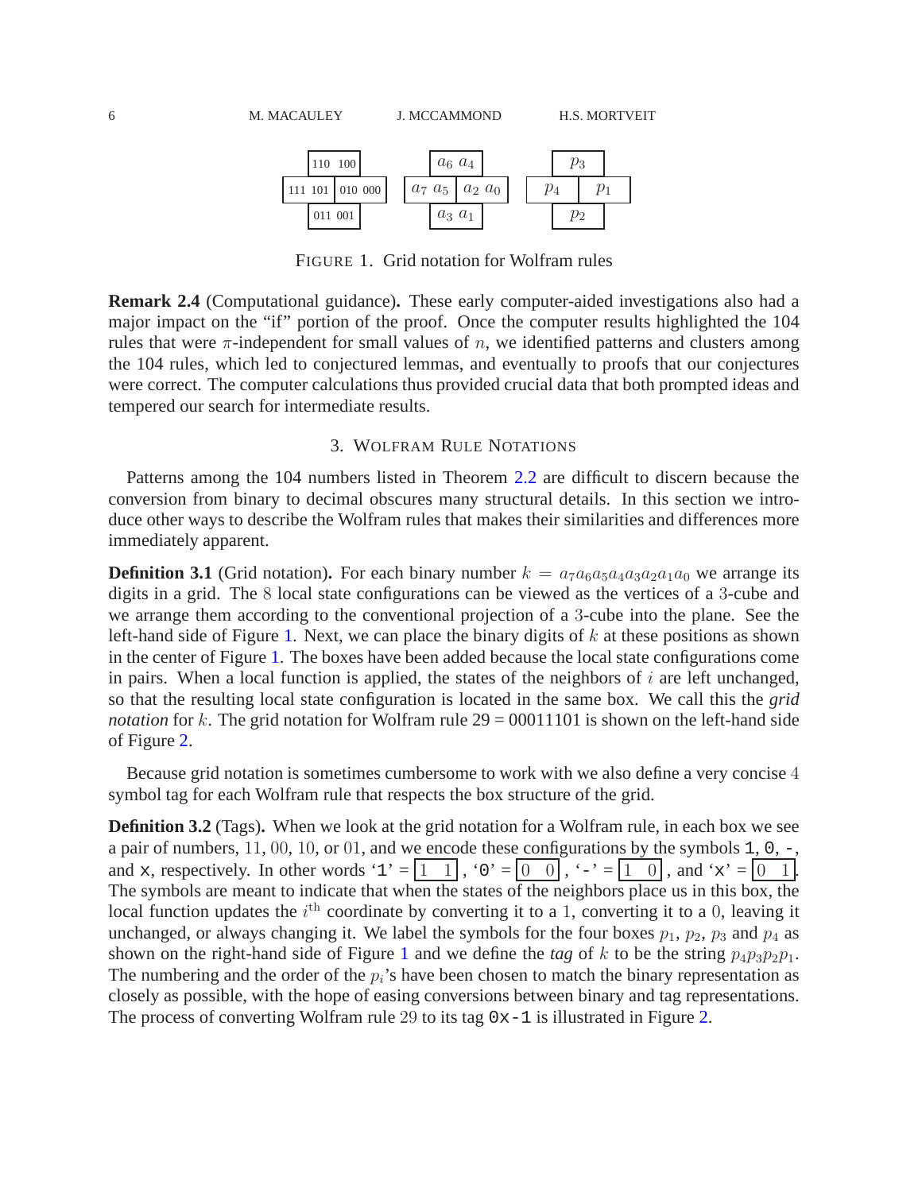| | 110 100 | |
|---|---|---|
| 111 101 | | 010 000 |
| | 011 001 | |

| | $a_6$ $a_4$ | |
|---|---|---|
| $a_7$ $a_5$ | | $a_2$ $a_0$ |
| | $a_3$ $a_1$ | |

| | $p_3$ | |
|---|---|---|
| $p_4$ | | $p_1$ |
| | $p_2$ | |

FIGURE 1. Grid notation for Wolfram rules

**Remark 2.4** (Computational guidance)**.** These early computer-aided investigations also had a major impact on the "if" portion of the proof. Once the computer results highlighted the 104 rules that were $\pi$-independent for small values of $n$, we identified patterns and clusters among the 104 rules, which led to conjectured lemmas, and eventually to proofs that our conjectures were correct. The computer calculations thus provided crucial data that both prompted ideas and tempered our search for intermediate results.

## 3. WOLFRAM RULE NOTATIONS

Patterns among the 104 numbers listed in Theorem 2.2 are difficult to discern because the conversion from binary to decimal obscures many structural details. In this section we introduce other ways to describe the Wolfram rules that makes their similarities and differences more immediately apparent.

**Definition 3.1** (Grid notation)**.** For each binary number $k = a_7a_6a_5a_4a_3a_2a_1a_0$ we arrange its digits in a grid. The $8$ local state configurations can be viewed as the vertices of a $3$-cube and we arrange them according to the conventional projection of a $3$-cube into the plane. See the left-hand side of Figure 1. Next, we can place the binary digits of $k$ at these positions as shown in the center of Figure 1. The boxes have been added because the local state configurations come in pairs. When a local function is applied, the states of the neighbors of $i$ are left unchanged, so that the resulting local state configuration is located in the same box. We call this the *grid notation* for $k$. The grid notation for Wolfram rule 29 = 00011101 is shown on the left-hand side of Figure 2.

Because grid notation is sometimes cumbersome to work with we also define a very concise $4$ symbol tag for each Wolfram rule that respects the box structure of the grid.

**Definition 3.2** (Tags)**.** When we look at the grid notation for a Wolfram rule, in each box we see a pair of numbers, $11$, $00$, $10$, or $01$, and we encode these configurations by the symbols `1`, `0`, `-`, and `x`, respectively. In other words '`1`' = [1 1], '`0`' = [0 0], '`-`' = [1 0], and '`x`' = [0 1]. The symbols are meant to indicate that when the states of the neighbors place us in this box, the local function updates the $i^{\text{th}}$ coordinate by converting it to a $1$, converting it to a $0$, leaving it unchanged, or always changing it. We label the symbols for the four boxes $p_1$, $p_2$, $p_3$ and $p_4$ as shown on the right-hand side of Figure 1 and we define the *tag* of $k$ to be the string $p_4p_3p_2p_1$. The numbering and the order of the $p_i$'s have been chosen to match the binary representation as closely as possible, with the hope of easing conversions between binary and tag representations. The process of converting Wolfram rule $29$ to its tag `0x-1` is illustrated in Figure 2.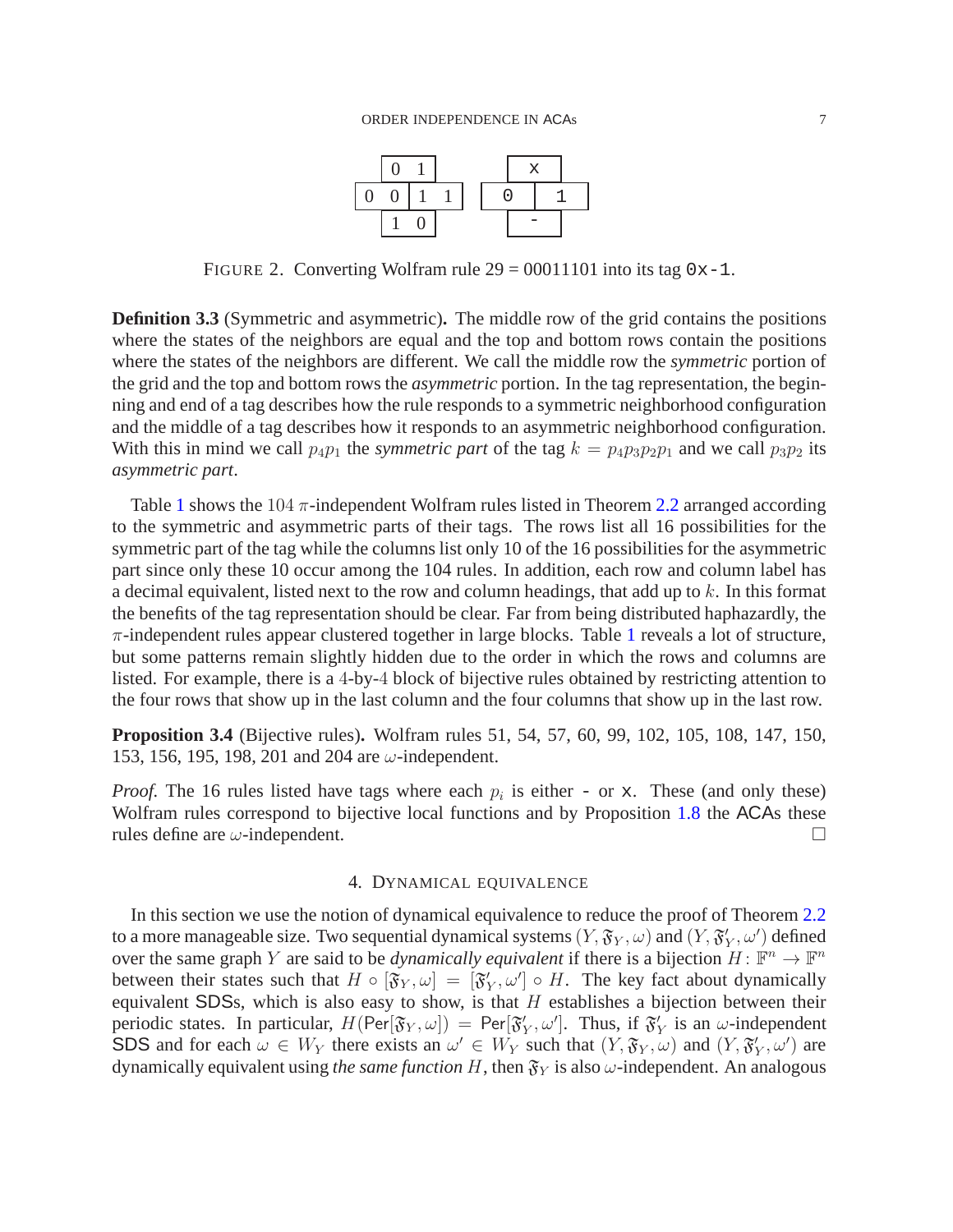| | 0 | 1 | |
|---|---|---|---|
| 0 | 0 | 1 | 1 |
| | 1 | 0 | |

| | x | |
|---|---|---|
| 0 | | 1 |
| | - | |

FIGURE 2. Converting Wolfram rule 29 = 00011101 into its tag `0x-1`.

**Definition 3.3** (Symmetric and asymmetric)**.** The middle row of the grid contains the positions where the states of the neighbors are equal and the top and bottom rows contain the positions where the states of the neighbors are different. We call the middle row the *symmetric* portion of the grid and the top and bottom rows the *asymmetric* portion. In the tag representation, the beginning and end of a tag describes how the rule responds to a symmetric neighborhood configuration and the middle of a tag describes how it responds to an asymmetric neighborhood configuration. With this in mind we call $p_4p_1$ the *symmetric part* of the tag $k = p_4p_3p_2p_1$ and we call $p_3p_2$ its *asymmetric part*.

Table 1 shows the $104$ $\pi$-independent Wolfram rules listed in Theorem 2.2 arranged according to the symmetric and asymmetric parts of their tags. The rows list all 16 possibilities for the symmetric part of the tag while the columns list only 10 of the 16 possibilities for the asymmetric part since only these 10 occur among the 104 rules. In addition, each row and column label has a decimal equivalent, listed next to the row and column headings, that add up to $k$. In this format the benefits of the tag representation should be clear. Far from being distributed haphazardly, the $\pi$-independent rules appear clustered together in large blocks. Table 1 reveals a lot of structure, but some patterns remain slightly hidden due to the order in which the rows and columns are listed. For example, there is a $4$-by-$4$ block of bijective rules obtained by restricting attention to the four rows that show up in the last column and the four columns that show up in the last row.

**Proposition 3.4** (Bijective rules)**.** Wolfram rules 51, 54, 57, 60, 99, 102, 105, 108, 147, 150, 153, 156, 195, 198, 201 and 204 are $\omega$-independent.

*Proof.* The 16 rules listed have tags where each $p_i$ is either `-` or `x`. These (and only these) Wolfram rules correspond to bijective local functions and by Proposition 1.8 the ACAs these rules define are $\omega$-independent. □

## 4. DYNAMICAL EQUIVALENCE

In this section we use the notion of dynamical equivalence to reduce the proof of Theorem 2.2 to a more manageable size. Two sequential dynamical systems $(Y, \mathfrak{F}_Y, \omega)$ and $(Y, \mathfrak{F}'_Y, \omega')$ defined over the same graph $Y$ are said to be *dynamically equivalent* if there is a bijection $H: \mathbb{F}^n \to \mathbb{F}^n$ between their states such that $H \circ [\mathfrak{F}_Y, \omega] = [\mathfrak{F}'_Y, \omega'] \circ H$. The key fact about dynamically equivalent SDSs, which is also easy to show, is that $H$ establishes a bijection between their periodic states. In particular, $H(\mathsf{Per}[\mathfrak{F}_Y, \omega]) = \mathsf{Per}[\mathfrak{F}'_Y, \omega']$. Thus, if $\mathfrak{F}'_Y$ is an $\omega$-independent SDS and for each $\omega \in W_Y$ there exists an $\omega' \in W_Y$ such that $(Y, \mathfrak{F}_Y, \omega)$ and $(Y, \mathfrak{F}'_Y, \omega')$ are dynamically equivalent using *the same function* $H$, then $\mathfrak{F}_Y$ is also $\omega$-independent. An analogous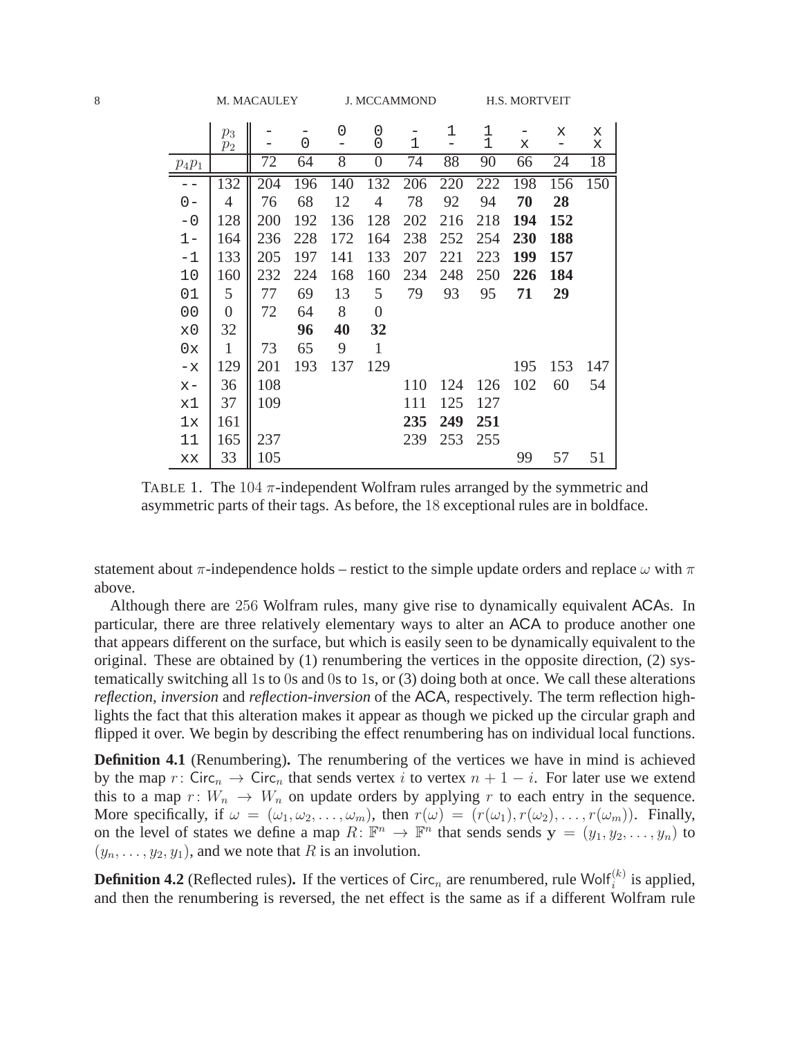| | $p_3$ | - | - | 0 | 0 | - | 1 | 1 | - | x | x |
|---|---|---|---|---|---|---|---|---|---|---|---|
| | $p_2$ | - | 0 | - | 0 | 1 | - | 1 | x | - | x |
| $p_4 p_1$ | | 72 | 64 | 8 | 0 | 74 | 88 | 90 | 66 | 24 | 18 |
| -- | 132 | 204 | 196 | 140 | 132 | 206 | 220 | 222 | 198 | 156 | 150 |
| 0- | 4 | 76 | 68 | 12 | 4 | 78 | 92 | 94 | **70** | **28** | |
| -0 | 128 | 200 | 192 | 136 | 128 | 202 | 216 | 218 | **194** | **152** | |
| 1- | 164 | 236 | 228 | 172 | 164 | 238 | 252 | 254 | **230** | **188** | |
| -1 | 133 | 205 | 197 | 141 | 133 | 207 | 221 | 223 | **199** | **157** | |
| 10 | 160 | 232 | 224 | 168 | 160 | 234 | 248 | 250 | **226** | **184** | |
| 01 | 5 | 77 | 69 | 13 | 5 | 79 | 93 | 95 | **71** | **29** | |
| 00 | 0 | 72 | 64 | 8 | 0 | | | | | | |
| x0 | 32 | | **96** | **40** | **32** | | | | | | |
| 0x | 1 | 73 | 65 | 9 | 1 | | | | | | |
| -x | 129 | 201 | 193 | 137 | 129 | | | | 195 | 153 | 147 |
| x- | 36 | 108 | | | | 110 | 124 | 126 | 102 | 60 | 54 |
| x1 | 37 | 109 | | | | 111 | 125 | 127 | | | |
| 1x | 161 | | | | | **235** | **249** | **251** | | | |
| 11 | 165 | 237 | | | | 239 | 253 | 255 | | | |
| xx | 33 | 105 | | | | | | | 99 | 57 | 51 |

TABLE 1. The $104$ $\pi$-independent Wolfram rules arranged by the symmetric and asymmetric parts of their tags. As before, the $18$ exceptional rules are in boldface.

statement about $\pi$-independence holds – restict to the simple update orders and replace $\omega$ with $\pi$ above.

Although there are $256$ Wolfram rules, many give rise to dynamically equivalent ACAs. In particular, there are three relatively elementary ways to alter an ACA to produce another one that appears different on the surface, but which is easily seen to be dynamically equivalent to the original. These are obtained by (1) renumbering the vertices in the opposite direction, (2) systematically switching all 1s to 0s and 0s to 1s, or (3) doing both at once. We call these alterations *reflection*, *inversion* and *reflection-inversion* of the ACA, respectively. The term reflection highlights the fact that this alteration makes it appear as though we picked up the circular graph and flipped it over. We begin by describing the effect renumbering has on individual local functions.

**Definition 4.1** (Renumbering)**.** The renumbering of the vertices we have in mind is achieved by the map $r\colon \mathsf{Circ}_n \to \mathsf{Circ}_n$ that sends vertex $i$ to vertex $n+1-i$. For later use we extend this to a map $r\colon W_n \to W_n$ on update orders by applying $r$ to each entry in the sequence. More specifically, if $\omega = (\omega_1, \omega_2, \ldots, \omega_m)$, then $r(\omega) = (r(\omega_1), r(\omega_2), \ldots, r(\omega_m))$. Finally, on the level of states we define a map $R\colon \mathbb{F}^n \to \mathbb{F}^n$ that sends sends $\mathbf{y} = (y_1, y_2, \ldots, y_n)$ to $(y_n, \ldots, y_2, y_1)$, and we note that $R$ is an involution.

**Definition 4.2** (Reflected rules)**.** If the vertices of $\mathsf{Circ}_n$ are renumbered, rule $\mathsf{Wolf}_i^{(k)}$ is applied, and then the renumbering is reversed, the net effect is the same as if a different Wolfram rule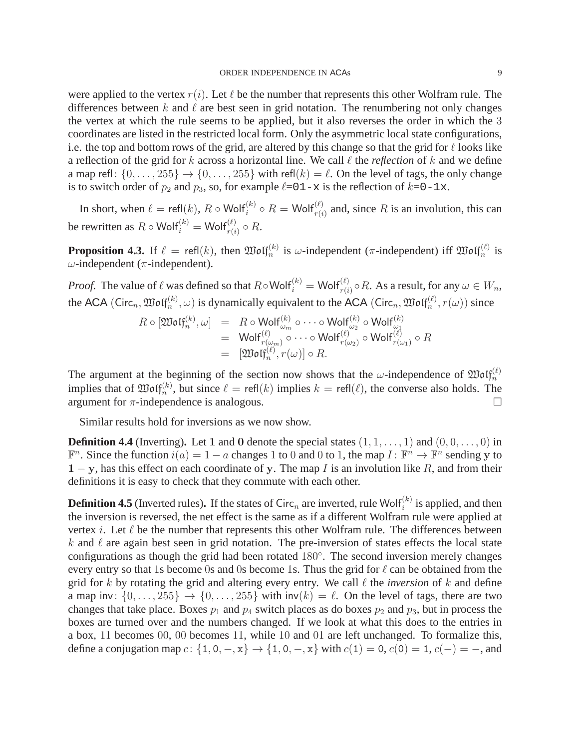were applied to the vertex $r(i)$. Let $\ell$ be the number that represents this other Wolfram rule. The differences between $k$ and $\ell$ are best seen in grid notation. The renumbering not only changes the vertex at which the rule seems to be applied, but it also reverses the order in which the 3 coordinates are listed in the restricted local form. Only the asymmetric local state configurations, i.e. the top and bottom rows of the grid, are altered by this change so that the grid for $\ell$ looks like a reflection of the grid for $k$ across a horizontal line. We call $\ell$ the *reflection* of $k$ and we define a map $\mathsf{refl}\colon \{0,\dots,255\} \to \{0,\dots,255\}$ with $\mathsf{refl}(k) = \ell$. On the level of tags, the only change is to switch order of $p_2$ and $p_3$, so, for example $\ell$=`01-x` is the reflection of $k$=`0-1x`.

In short, when $\ell = \mathsf{refl}(k)$, $R \circ \mathsf{Wolf}_i^{(k)} \circ R = \mathsf{Wolf}_{r(i)}^{(\ell)}$ and, since $R$ is an involution, this can be rewritten as $R \circ \mathsf{Wolf}_i^{(k)} = \mathsf{Wolf}_{r(i)}^{(\ell)} \circ R$.

**Proposition 4.3.** If $\ell = \mathsf{refl}(k)$, then $\mathfrak{Wolf}_n^{(k)}$ is $\omega$-independent ($\pi$-independent) iff $\mathfrak{Wolf}_n^{(\ell)}$ is $\omega$-independent ($\pi$-independent).

*Proof.* The value of $\ell$ was defined so that $R\circ\mathsf{Wolf}_i^{(k)} = \mathsf{Wolf}_{r(i)}^{(\ell)} \circ R$. As a result, for any $\omega \in W_n$, the ACA $(\mathsf{Circ}_n, \mathfrak{Wolf}_n^{(k)}, \omega)$ is dynamically equivalent to the ACA $(\mathsf{Circ}_n, \mathfrak{Wolf}_n^{(\ell)}, r(\omega))$ since

$$
\begin{aligned}
R \circ [\mathfrak{Wolf}_n^{(k)}, \omega] &= R \circ \mathsf{Wolf}_{\omega_m}^{(k)} \circ \cdots \circ \mathsf{Wolf}_{\omega_2}^{(k)} \circ \mathsf{Wolf}_{\omega_1}^{(k)} \\
&= \mathsf{Wolf}_{r(\omega_m)}^{(\ell)} \circ \cdots \circ \mathsf{Wolf}_{r(\omega_2)}^{(\ell)} \circ \mathsf{Wolf}_{r(\omega_1)}^{(\ell)} \circ R \\
&= [\mathfrak{Wolf}_n^{(\ell)}, r(\omega)] \circ R.
\end{aligned}
$$

The argument at the beginning of the section now shows that the $\omega$-independence of $\mathfrak{Wolf}_n^{(\ell)}$ implies that of $\mathfrak{Wolf}_n^{(k)}$, but since $\ell = \mathsf{refl}(k)$ implies $k = \mathsf{refl}(\ell)$, the converse also holds. The argument for $\pi$-independence is analogous. □

Similar results hold for inversions as we now show.

**Definition 4.4** (Inverting)**.** Let $\mathbf{1}$ and $\mathbf{0}$ denote the special states $(1,1,\dots,1)$ and $(0,0,\dots,0)$ in $\mathbb{F}^n$. Since the function $i(a) = 1 - a$ changes $1$ to $0$ and $0$ to $1$, the map $I\colon \mathbb{F}^n \to \mathbb{F}^n$ sending $\mathbf{y}$ to $\mathbf{1} - \mathbf{y}$, has this effect on each coordinate of $\mathbf{y}$. The map $I$ is an involution like $R$, and from their definitions it is easy to check that they commute with each other.

**Definition 4.5** (Inverted rules)**.** If the states of $\mathsf{Circ}_n$ are inverted, rule $\mathsf{Wolf}_i^{(k)}$ is applied, and then the inversion is reversed, the net effect is the same as if a different Wolfram rule were applied at vertex $i$. Let $\ell$ be the number that represents this other Wolfram rule. The differences between $k$ and $\ell$ are again best seen in grid notation. The pre-inversion of states effects the local state configurations as though the grid had been rotated $180^\circ$. The second inversion merely changes every entry so that 1s become 0s and 0s become 1s. Thus the grid for $\ell$ can be obtained from the grid for $k$ by rotating the grid and altering every entry. We call $\ell$ the *inversion* of $k$ and define a map $\mathsf{inv}\colon \{0,\dots,255\} \to \{0,\dots,255\}$ with $\mathsf{inv}(k) = \ell$. On the level of tags, there are two changes that take place. Boxes $p_1$ and $p_4$ switch places as do boxes $p_2$ and $p_3$, but in process the boxes are turned over and the numbers changed. If we look at what this does to the entries in a box, $11$ becomes $00$, $00$ becomes $11$, while $10$ and $01$ are left unchanged. To formalize this, define a conjugation map $c\colon \{\mathtt{1}, \mathtt{0}, -, \mathtt{x}\} \to \{\mathtt{1}, \mathtt{0}, -, \mathtt{x}\}$ with $c(\mathtt{1}) = \mathtt{0}$, $c(\mathtt{0}) = \mathtt{1}$, $c(-) = -$, and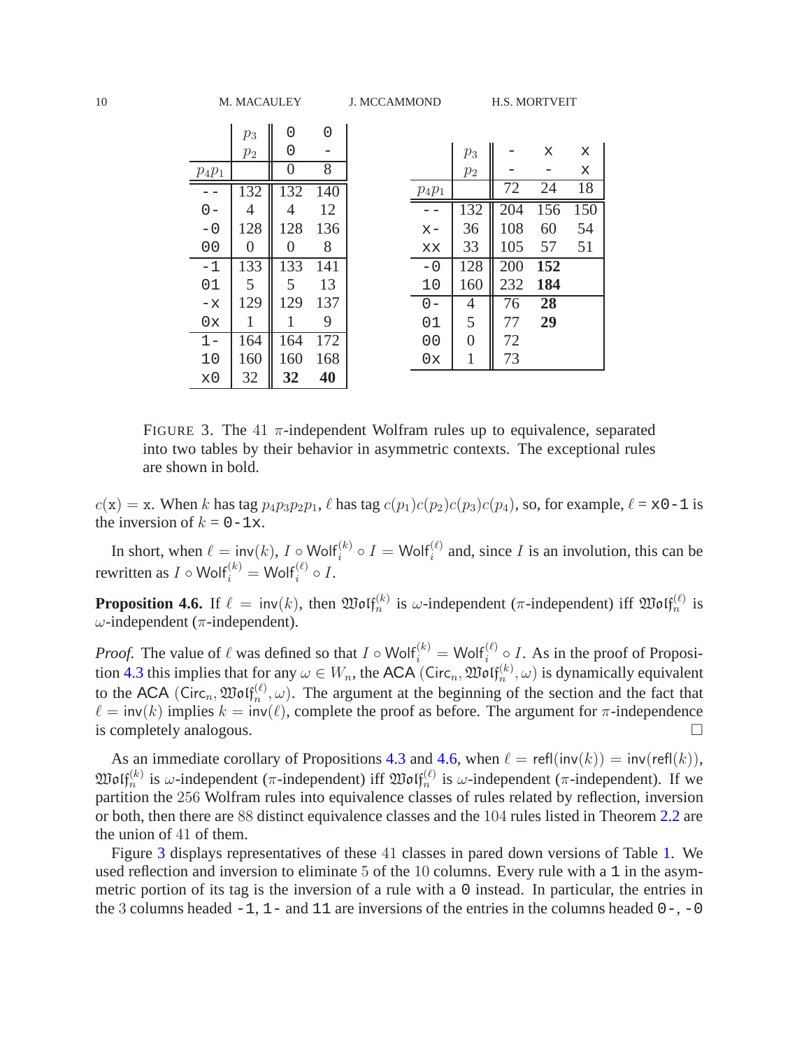|  | $p_3$ | 0 | 0 |
|---|---|---|---|
|  | $p_2$ | 0 | - |
| $p_4p_1$ |  | 0 | 8 |
| -- | 132 | 132 | 140 |
| 0- | 4 | 4 | 12 |
| -0 | 128 | 128 | 136 |
| 00 | 0 | 0 | 8 |
| -1 | 133 | 133 | 141 |
| 01 | 5 | 5 | 13 |
| -x | 129 | 129 | 137 |
| 0x | 1 | 1 | 9 |
| 1- | 164 | 164 | 172 |
| 10 | 160 | 160 | 168 |
| x0 | 32 | **32** | **40** |

|  | $p_3$ | - | x | x |
|---|---|---|---|---|
|  | $p_2$ | - | - | x |
| $p_4p_1$ |  | 72 | 24 | 18 |
| -- | 132 | 204 | 156 | 150 |
| x- | 36 | 108 | 60 | 54 |
| xx | 33 | 105 | 57 | 51 |
| -0 | 128 | 200 | **152** |  |
| 10 | 160 | 232 | **184** |  |
| 0- | 4 | 76 | **28** |  |
| 01 | 5 | 77 | **29** |  |
| 00 | 0 | 72 |  |  |
| 0x | 1 | 73 |  |  |

FIGURE 3. The 41 $\pi$-independent Wolfram rules up to equivalence, separated into two tables by their behavior in asymmetric contexts. The exceptional rules are shown in bold.

$c(\mathtt{x}) = \mathtt{x}$. When $k$ has tag $p_4p_3p_2p_1$, $\ell$ has tag $c(p_1)c(p_2)c(p_3)c(p_4)$, so, for example, $\ell$ = x0-1 is the inversion of $k$ = 0-1x.

In short, when $\ell = \mathsf{inv}(k)$, $I \circ \mathsf{Wolf}_i^{(k)} \circ I = \mathsf{Wolf}_i^{(\ell)}$ and, since $I$ is an involution, this can be rewritten as $I \circ \mathsf{Wolf}_i^{(k)} = \mathsf{Wolf}_i^{(\ell)} \circ I$.

**Proposition 4.6.** If $\ell = \mathsf{inv}(k)$, then $\mathfrak{Wolf}_n^{(k)}$ is $\omega$-independent ($\pi$-independent) iff $\mathfrak{Wolf}_n^{(\ell)}$ is $\omega$-independent ($\pi$-independent).

*Proof.* The value of $\ell$ was defined so that $I \circ \mathsf{Wolf}_i^{(k)} = \mathsf{Wolf}_i^{(\ell)} \circ I$. As in the proof of Proposition 4.3 this implies that for any $\omega \in W_n$, the ACA $(\mathsf{Circ}_n, \mathfrak{Wolf}_n^{(k)}, \omega)$ is dynamically equivalent to the ACA $(\mathsf{Circ}_n, \mathfrak{Wolf}_n^{(\ell)}, \omega)$. The argument at the beginning of the section and the fact that $\ell = \mathsf{inv}(k)$ implies $k = \mathsf{inv}(\ell)$, complete the proof as before. The argument for $\pi$-independence is completely analogous. □

As an immediate corollary of Propositions 4.3 and 4.6, when $\ell = \mathsf{refl}(\mathsf{inv}(k)) = \mathsf{inv}(\mathsf{refl}(k))$, $\mathfrak{Wolf}_n^{(k)}$ is $\omega$-independent ($\pi$-independent) iff $\mathfrak{Wolf}_n^{(\ell)}$ is $\omega$-independent ($\pi$-independent). If we partition the 256 Wolfram rules into equivalence classes of rules related by reflection, inversion or both, then there are 88 distinct equivalence classes and the 104 rules listed in Theorem 2.2 are the union of 41 of them.

Figure 3 displays representatives of these 41 classes in pared down versions of Table 1. We used reflection and inversion to eliminate 5 of the 10 columns. Every rule with a 1 in the asymmetric portion of its tag is the inversion of a rule with a 0 instead. In particular, the entries in the 3 columns headed -1, 1- and 11 are inversions of the entries in the columns headed 0-, -0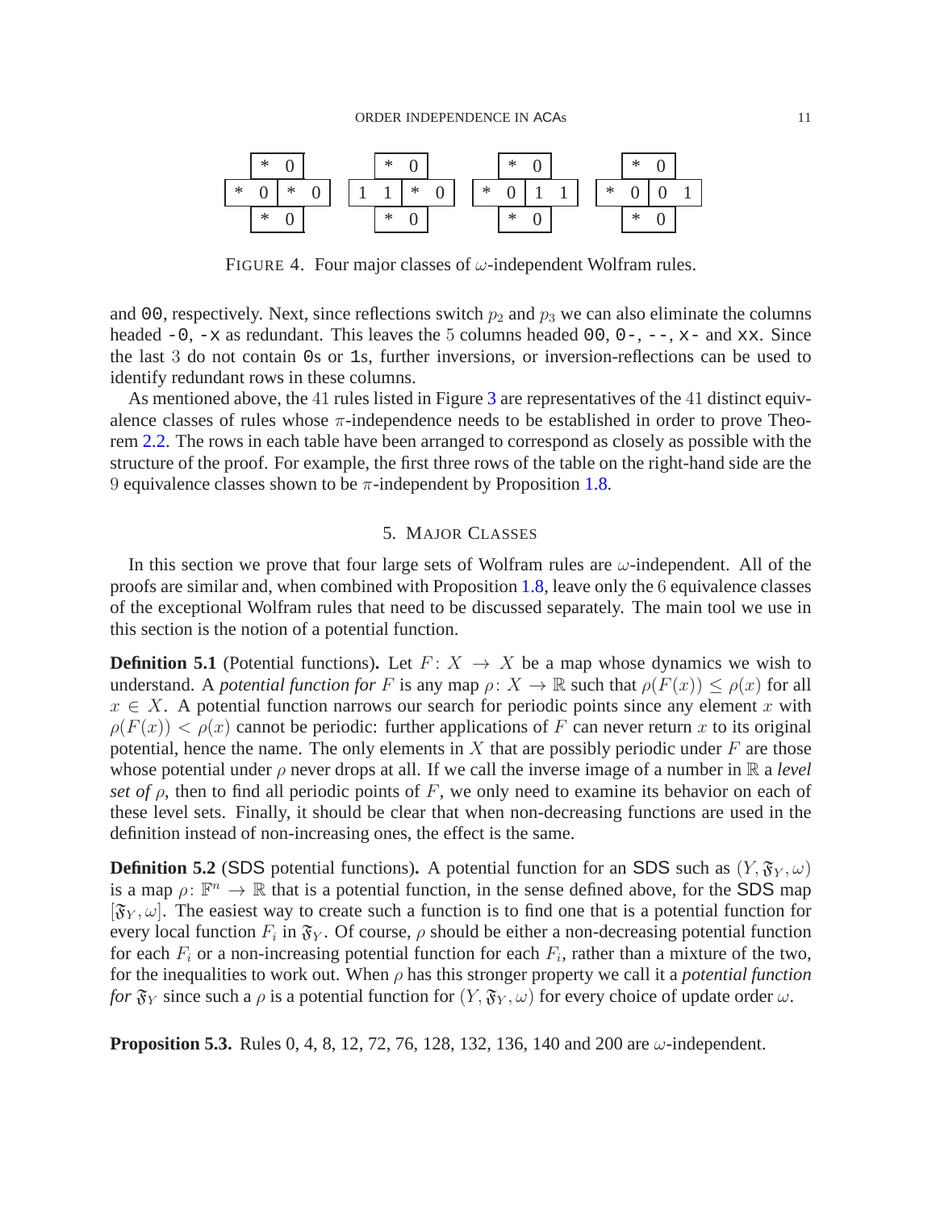| | * | 0 | |
|---|---|---|---|
| * | 0 | * | 0 |
| | * | 0 | |

| | * | 0 | |
|---|---|---|---|
| 1 | 1 | * | 0 |
| | * | 0 | |

| | * | 0 | |
|---|---|---|---|
| * | 0 | 1 | 1 |
| | * | 0 | |

| | * | 0 | |
|---|---|---|---|
| * | 0 | 0 | 1 |
| | * | 0 | |

FIGURE 4. Four major classes of $\omega$-independent Wolfram rules.

and 00, respectively. Next, since reflections switch $p_2$ and $p_3$ we can also eliminate the columns headed -0, -x as redundant. This leaves the 5 columns headed 00, 0-, --, x- and xx. Since the last 3 do not contain 0s or 1s, further inversions, or inversion-reflections can be used to identify redundant rows in these columns.

As mentioned above, the 41 rules listed in Figure 3 are representatives of the 41 distinct equivalence classes of rules whose $\pi$-independence needs to be established in order to prove Theorem 2.2. The rows in each table have been arranged to correspond as closely as possible with the structure of the proof. For example, the first three rows of the table on the right-hand side are the 9 equivalence classes shown to be $\pi$-independent by Proposition 1.8.

## 5. Major Classes

In this section we prove that four large sets of Wolfram rules are $\omega$-independent. All of the proofs are similar and, when combined with Proposition 1.8, leave only the 6 equivalence classes of the exceptional Wolfram rules that need to be discussed separately. The main tool we use in this section is the notion of a potential function.

**Definition 5.1** (Potential functions)**.** Let $F\colon X \to X$ be a map whose dynamics we wish to understand. A *potential function for* $F$ is any map $\rho\colon X \to \mathbb{R}$ such that $\rho(F(x)) \leq \rho(x)$ for all $x \in X$. A potential function narrows our search for periodic points since any element $x$ with $\rho(F(x)) < \rho(x)$ cannot be periodic: further applications of $F$ can never return $x$ to its original potential, hence the name. The only elements in $X$ that are possibly periodic under $F$ are those whose potential under $\rho$ never drops at all. If we call the inverse image of a number in $\mathbb{R}$ a *level set of* $\rho$, then to find all periodic points of $F$, we only need to examine its behavior on each of these level sets. Finally, it should be clear that when non-decreasing functions are used in the definition instead of non-increasing ones, the effect is the same.

**Definition 5.2** (SDS potential functions)**.** A potential function for an SDS such as $(Y, \mathfrak{F}_Y, \omega)$ is a map $\rho\colon \mathbb{F}^n \to \mathbb{R}$ that is a potential function, in the sense defined above, for the SDS map $[\mathfrak{F}_Y, \omega]$. The easiest way to create such a function is to find one that is a potential function for every local function $F_i$ in $\mathfrak{F}_Y$. Of course, $\rho$ should be either a non-decreasing potential function for each $F_i$ or a non-increasing potential function for each $F_i$, rather than a mixture of the two, for the inequalities to work out. When $\rho$ has this stronger property we call it a *potential function for* $\mathfrak{F}_Y$ since such a $\rho$ is a potential function for $(Y, \mathfrak{F}_Y, \omega)$ for every choice of update order $\omega$.

**Proposition 5.3.** Rules 0, 4, 8, 12, 72, 76, 128, 132, 136, 140 and 200 are $\omega$-independent.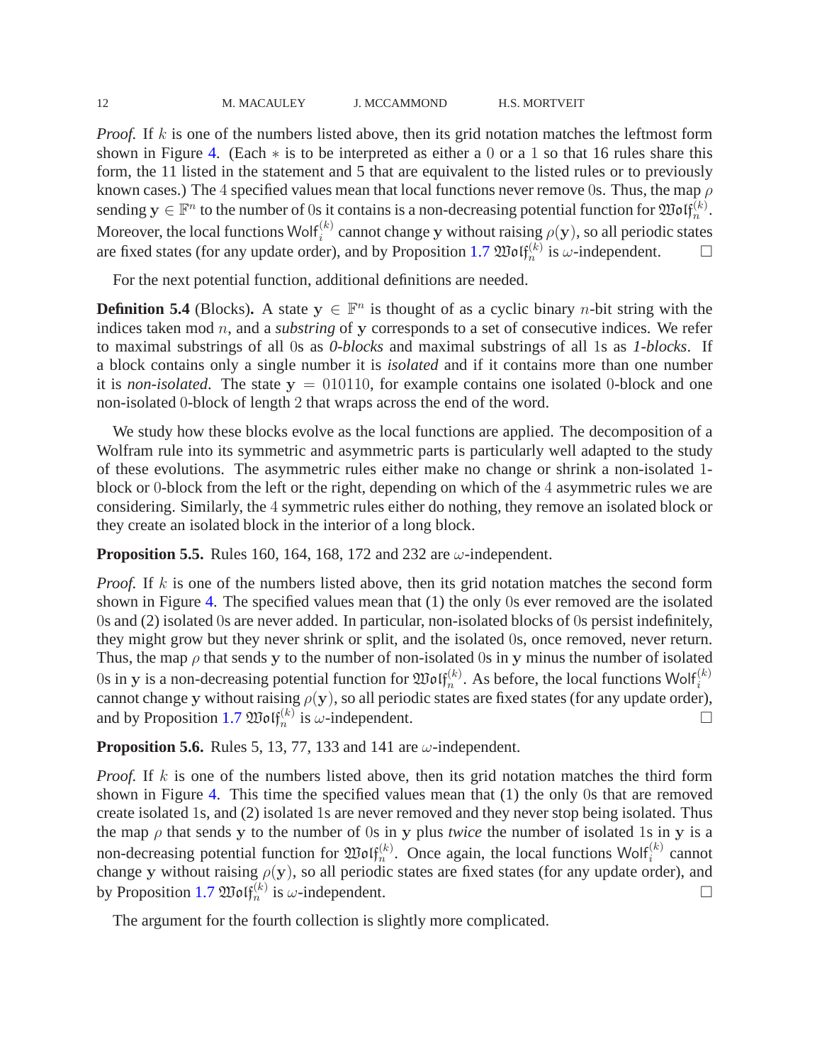*Proof.* If $k$ is one of the numbers listed above, then its grid notation matches the leftmost form shown in Figure 4. (Each $*$ is to be interpreted as either a 0 or a 1 so that 16 rules share this form, the 11 listed in the statement and 5 that are equivalent to the listed rules or to previously known cases.) The 4 specified values mean that local functions never remove 0s. Thus, the map $\rho$ sending $\mathbf{y} \in \mathbb{F}^n$ to the number of 0s it contains is a non-decreasing potential function for $\mathfrak{Wolf}_n^{(k)}$. Moreover, the local functions $\mathsf{Wolf}_i^{(k)}$ cannot change $\mathbf{y}$ without raising $\rho(\mathbf{y})$, so all periodic states are fixed states (for any update order), and by Proposition 1.7 $\mathfrak{Wolf}_n^{(k)}$ is $\omega$-independent. □

For the next potential function, additional definitions are needed.

**Definition 5.4** (Blocks)**.** A state $\mathbf{y} \in \mathbb{F}^n$ is thought of as a cyclic binary $n$-bit string with the indices taken mod $n$, and a *substring* of $\mathbf{y}$ corresponds to a set of consecutive indices. We refer to maximal substrings of all 0s as *0-blocks* and maximal substrings of all 1s as *1-blocks*. If a block contains only a single number it is *isolated* and if it contains more than one number it is *non-isolated*. The state $\mathbf{y} = 010110$, for example contains one isolated 0-block and one non-isolated 0-block of length 2 that wraps across the end of the word.

We study how these blocks evolve as the local functions are applied. The decomposition of a Wolfram rule into its symmetric and asymmetric parts is particularly well adapted to the study of these evolutions. The asymmetric rules either make no change or shrink a non-isolated 1-block or 0-block from the left or the right, depending on which of the 4 asymmetric rules we are considering. Similarly, the 4 symmetric rules either do nothing, they remove an isolated block or they create an isolated block in the interior of a long block.

**Proposition 5.5.** Rules 160, 164, 168, 172 and 232 are $\omega$-independent.

*Proof.* If $k$ is one of the numbers listed above, then its grid notation matches the second form shown in Figure 4. The specified values mean that (1) the only 0s ever removed are the isolated 0s and (2) isolated 0s are never added. In particular, non-isolated blocks of 0s persist indefinitely, they might grow but they never shrink or split, and the isolated 0s, once removed, never return. Thus, the map $\rho$ that sends $\mathbf{y}$ to the number of non-isolated 0s in $\mathbf{y}$ minus the number of isolated 0s in $\mathbf{y}$ is a non-decreasing potential function for $\mathfrak{Wolf}_n^{(k)}$. As before, the local functions $\mathsf{Wolf}_i^{(k)}$ cannot change $\mathbf{y}$ without raising $\rho(\mathbf{y})$, so all periodic states are fixed states (for any update order), and by Proposition 1.7 $\mathfrak{Wolf}_n^{(k)}$ is $\omega$-independent. □

**Proposition 5.6.** Rules 5, 13, 77, 133 and 141 are $\omega$-independent.

*Proof.* If $k$ is one of the numbers listed above, then its grid notation matches the third form shown in Figure 4. This time the specified values mean that (1) the only 0s that are removed create isolated 1s, and (2) isolated 1s are never removed and they never stop being isolated. Thus the map $\rho$ that sends $\mathbf{y}$ to the number of 0s in $\mathbf{y}$ plus *twice* the number of isolated 1s in $\mathbf{y}$ is a non-decreasing potential function for $\mathfrak{Wolf}_n^{(k)}$. Once again, the local functions $\mathsf{Wolf}_i^{(k)}$ cannot change $\mathbf{y}$ without raising $\rho(\mathbf{y})$, so all periodic states are fixed states (for any update order), and by Proposition 1.7 $\mathfrak{Wolf}_n^{(k)}$ is $\omega$-independent. □

The argument for the fourth collection is slightly more complicated.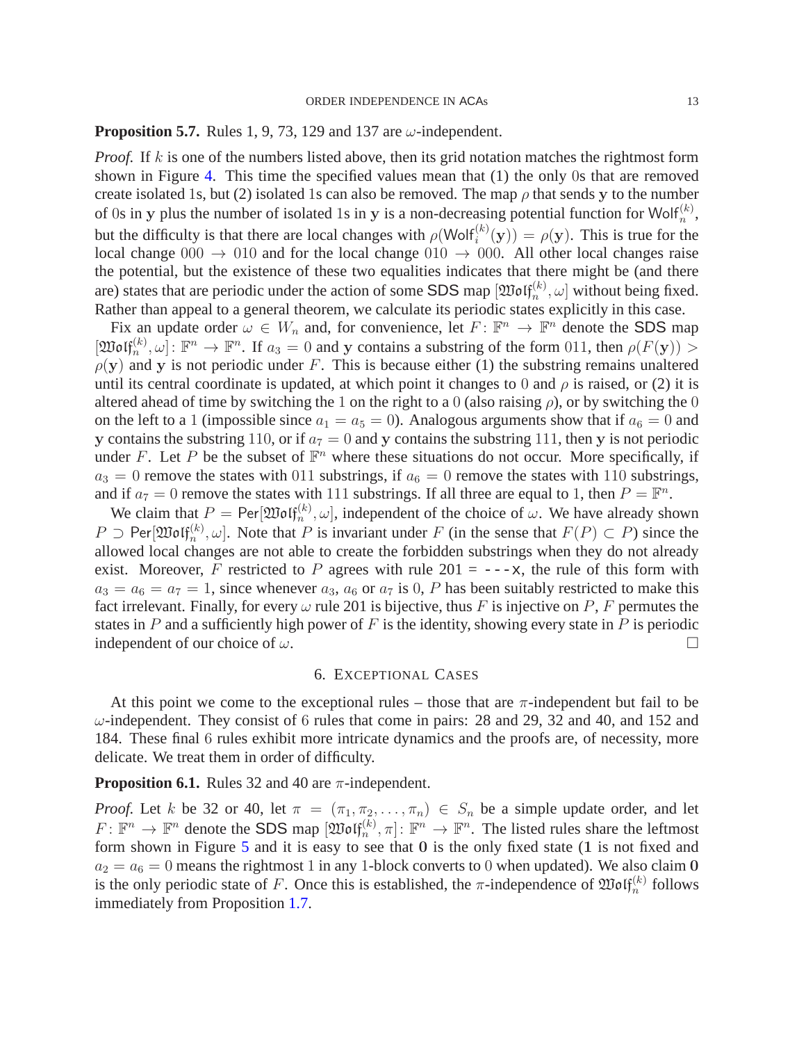**Proposition 5.7.** Rules 1, 9, 73, 129 and 137 are $\omega$-independent.

*Proof.* If $k$ is one of the numbers listed above, then its grid notation matches the rightmost form shown in Figure 4. This time the specified values mean that (1) the only 0s that are removed create isolated 1s, but (2) isolated 1s can also be removed. The map $\rho$ that sends $\mathbf{y}$ to the number of 0s in $\mathbf{y}$ plus the number of isolated 1s in $\mathbf{y}$ is a non-decreasing potential function for $\mathsf{Wolf}_n^{(k)}$, but the difficulty is that there are local changes with $\rho(\mathsf{Wolf}_i^{(k)}(\mathbf{y})) = \rho(\mathbf{y})$. This is true for the local change $000 \to 010$ and for the local change $010 \to 000$. All other local changes raise the potential, but the existence of these two equalities indicates that there might be (and there are) states that are periodic under the action of some SDS map $[\mathfrak{Wolf}_n^{(k)}, \omega]$ without being fixed. Rather than appeal to a general theorem, we calculate its periodic states explicitly in this case.

Fix an update order $\omega \in W_n$ and, for convenience, let $F \colon \mathbb{F}^n \to \mathbb{F}^n$ denote the SDS map $[\mathfrak{Wolf}_n^{(k)}, \omega] \colon \mathbb{F}^n \to \mathbb{F}^n$. If $a_3 = 0$ and $\mathbf{y}$ contains a substring of the form 011, then $\rho(F(\mathbf{y})) > \rho(\mathbf{y})$ and $\mathbf{y}$ is not periodic under $F$. This is because either (1) the substring remains unaltered until its central coordinate is updated, at which point it changes to 0 and $\rho$ is raised, or (2) it is altered ahead of time by switching the 1 on the right to a 0 (also raising $\rho$), or by switching the 0 on the left to a 1 (impossible since $a_1 = a_5 = 0$). Analogous arguments show that if $a_6 = 0$ and $\mathbf{y}$ contains the substring 110, or if $a_7 = 0$ and $\mathbf{y}$ contains the substring 111, then $\mathbf{y}$ is not periodic under $F$. Let $P$ be the subset of $\mathbb{F}^n$ where these situations do not occur. More specifically, if $a_3 = 0$ remove the states with 011 substrings, if $a_6 = 0$ remove the states with 110 substrings, and if $a_7 = 0$ remove the states with 111 substrings. If all three are equal to 1, then $P = \mathbb{F}^n$.

We claim that $P = \mathsf{Per}[\mathfrak{Wolf}_n^{(k)}, \omega]$, independent of the choice of $\omega$. We have already shown $P \supset \mathsf{Per}[\mathfrak{Wolf}_n^{(k)}, \omega]$. Note that $P$ is invariant under $F$ (in the sense that $F(P) \subset P$) since the allowed local changes are not able to create the forbidden substrings when they do not already exist. Moreover, $F$ restricted to $P$ agrees with rule 201 = `---x`, the rule of this form with $a_3 = a_6 = a_7 = 1$, since whenever $a_3$, $a_6$ or $a_7$ is 0, $P$ has been suitably restricted to make this fact irrelevant. Finally, for every $\omega$ rule 201 is bijective, thus $F$ is injective on $P$, $F$ permutes the states in $P$ and a sufficiently high power of $F$ is the identity, showing every state in $P$ is periodic independent of our choice of $\omega$. $\square$

## 6. Exceptional Cases

At this point we come to the exceptional rules – those that are $\pi$-independent but fail to be $\omega$-independent. They consist of 6 rules that come in pairs: 28 and 29, 32 and 40, and 152 and 184. These final 6 rules exhibit more intricate dynamics and the proofs are, of necessity, more delicate. We treat them in order of difficulty.

**Proposition 6.1.** Rules 32 and 40 are $\pi$-independent.

*Proof.* Let $k$ be 32 or 40, let $\pi = (\pi_1, \pi_2, \ldots, \pi_n) \in S_n$ be a simple update order, and let $F \colon \mathbb{F}^n \to \mathbb{F}^n$ denote the SDS map $[\mathfrak{Wolf}_n^{(k)}, \pi] \colon \mathbb{F}^n \to \mathbb{F}^n$. The listed rules share the leftmost form shown in Figure 5 and it is easy to see that $\mathbf{0}$ is the only fixed state ($\mathbf{1}$ is not fixed and $a_2 = a_6 = 0$ means the rightmost 1 in any 1-block converts to 0 when updated). We also claim $\mathbf{0}$ is the only periodic state of $F$. Once this is established, the $\pi$-independence of $\mathfrak{Wolf}_n^{(k)}$ follows immediately from Proposition 1.7.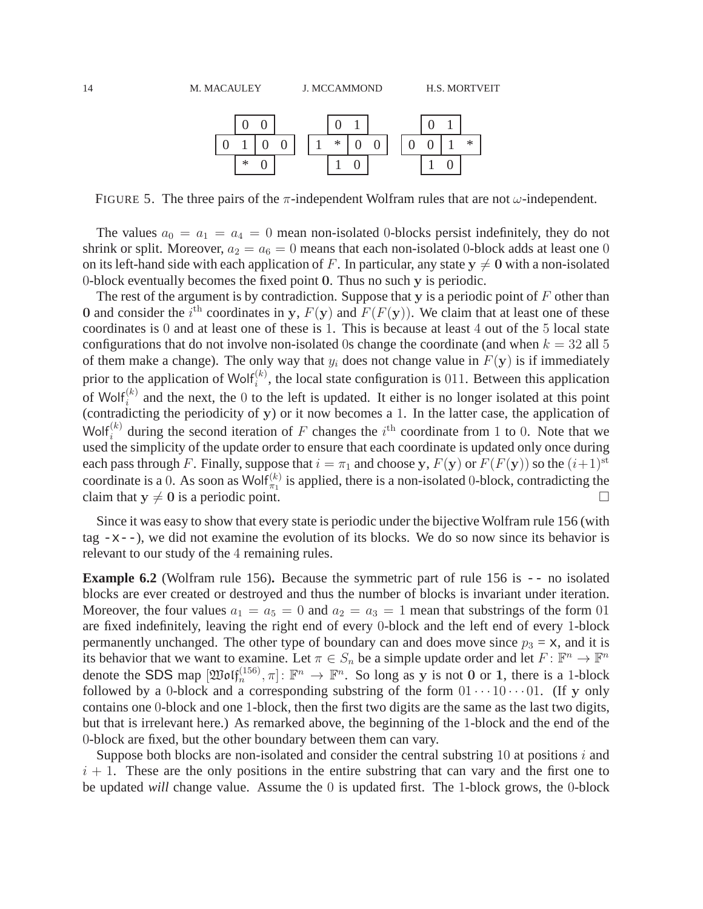| | 0 | 0 | |
|---|---|---|---|
| 0 | 1 | 0 | 0 |
| | * | 0 | |

| | 0 | 1 | |
|---|---|---|---|
| 1 | * | 0 | 0 |
| | 1 | 0 | |

| | 0 | 1 | |
|---|---|---|---|
| 0 | 0 | 1 | * |
| | 1 | 0 | |

FIGURE 5. The three pairs of the $\pi$-independent Wolfram rules that are not $\omega$-independent.

The values $a_0 = a_1 = a_4 = 0$ mean non-isolated 0-blocks persist indefinitely, they do not shrink or split. Moreover, $a_2 = a_6 = 0$ means that each non-isolated 0-block adds at least one 0 on its left-hand side with each application of $F$. In particular, any state $\mathbf{y} \neq \mathbf{0}$ with a non-isolated 0-block eventually becomes the fixed point $\mathbf{0}$. Thus no such $\mathbf{y}$ is periodic.

The rest of the argument is by contradiction. Suppose that $\mathbf{y}$ is a periodic point of $F$ other than $\mathbf{0}$ and consider the $i^{\text{th}}$ coordinates in $\mathbf{y}$, $F(\mathbf{y})$ and $F(F(\mathbf{y}))$. We claim that at least one of these coordinates is 0 and at least one of these is 1. This is because at least 4 out of the 5 local state configurations that do not involve non-isolated 0s change the coordinate (and when $k = 32$ all 5 of them make a change). The only way that $y_i$ does not change value in $F(\mathbf{y})$ is if immediately prior to the application of $\mathsf{Wolf}_i^{(k)}$, the local state configuration is 011. Between this application of $\mathsf{Wolf}_i^{(k)}$ and the next, the 0 to the left is updated. It either is no longer isolated at this point (contradicting the periodicity of $\mathbf{y}$) or it now becomes a 1. In the latter case, the application of $\mathsf{Wolf}_i^{(k)}$ during the second iteration of $F$ changes the $i^{\text{th}}$ coordinate from 1 to 0. Note that we used the simplicity of the update order to ensure that each coordinate is updated only once during each pass through $F$. Finally, suppose that $i = \pi_1$ and choose $\mathbf{y}$, $F(\mathbf{y})$ or $F(F(\mathbf{y}))$ so the $(i+1)^{\text{st}}$ coordinate is a 0. As soon as $\mathsf{Wolf}_{\pi_1}^{(k)}$ is applied, there is a non-isolated 0-block, contradicting the claim that $\mathbf{y} \neq \mathbf{0}$ is a periodic point. □

Since it was easy to show that every state is periodic under the bijective Wolfram rule 156 (with tag `-x--`), we did not examine the evolution of its blocks. We do so now since its behavior is relevant to our study of the 4 remaining rules.

**Example 6.2** (Wolfram rule 156)**.** Because the symmetric part of rule 156 is `--` no isolated blocks are ever created or destroyed and thus the number of blocks is invariant under iteration. Moreover, the four values $a_1 = a_5 = 0$ and $a_2 = a_3 = 1$ mean that substrings of the form 01 are fixed indefinitely, leaving the right end of every 0-block and the left end of every 1-block permanently unchanged. The other type of boundary can and does move since $p_3 = \mathsf{x}$, and it is its behavior that we want to examine. Let $\pi \in S_n$ be a simple update order and let $F \colon \mathbb{F}^n \to \mathbb{F}^n$ denote the SDS map $[\mathfrak{Wolf}_n^{(156)}, \pi] \colon \mathbb{F}^n \to \mathbb{F}^n$. So long as $\mathbf{y}$ is not $\mathbf{0}$ or $\mathbf{1}$, there is a 1-block followed by a 0-block and a corresponding substring of the form $01 \cdots 10 \cdots 01$. (If $\mathbf{y}$ only contains one 0-block and one 1-block, then the first two digits are the same as the last two digits, but that is irrelevant here.) As remarked above, the beginning of the 1-block and the end of the 0-block are fixed, but the other boundary between them can vary.

Suppose both blocks are non-isolated and consider the central substring 10 at positions $i$ and $i+1$. These are the only positions in the entire substring that can vary and the first one to be updated *will* change value. Assume the 0 is updated first. The 1-block grows, the 0-block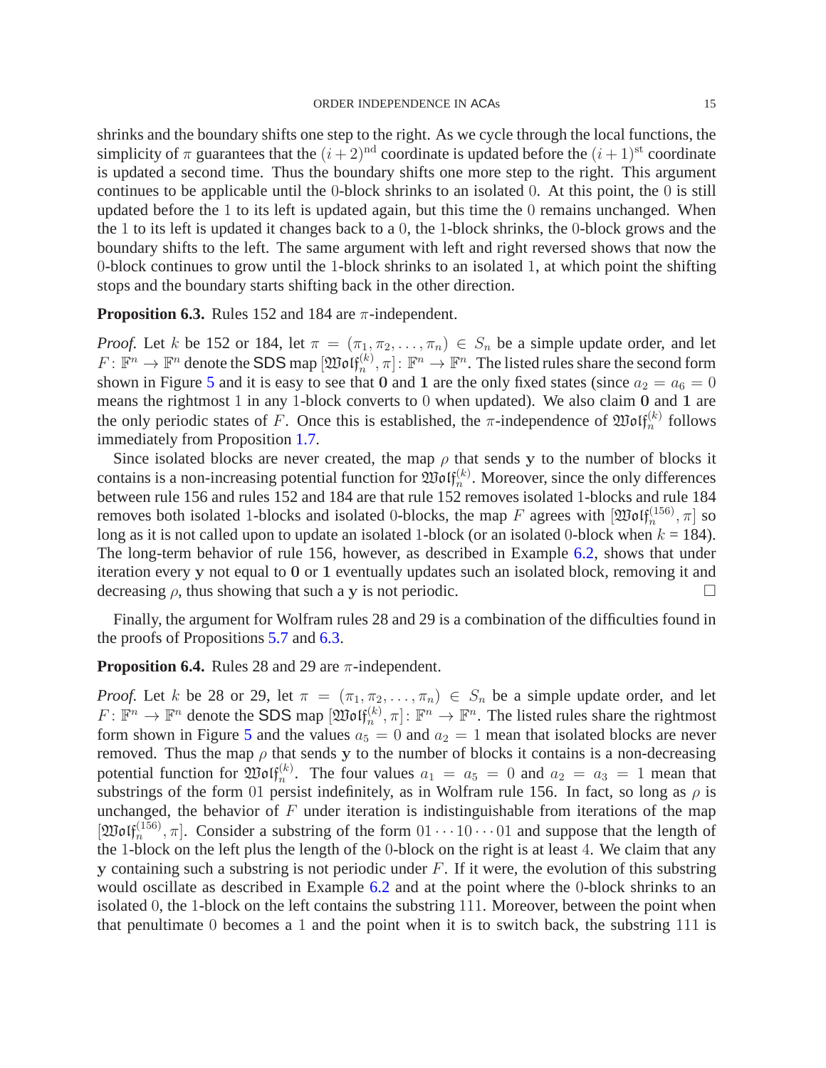shrinks and the boundary shifts one step to the right. As we cycle through the local functions, the simplicity of $\pi$ guarantees that the $(i+2)^{\text{nd}}$ coordinate is updated before the $(i+1)^{\text{st}}$ coordinate is updated a second time. Thus the boundary shifts one more step to the right. This argument continues to be applicable until the 0-block shrinks to an isolated 0. At this point, the 0 is still updated before the 1 to its left is updated again, but this time the 0 remains unchanged. When the 1 to its left is updated it changes back to a 0, the 1-block shrinks, the 0-block grows and the boundary shifts to the left. The same argument with left and right reversed shows that now the 0-block continues to grow until the 1-block shrinks to an isolated 1, at which point the shifting stops and the boundary starts shifting back in the other direction.

**Proposition 6.3.** Rules 152 and 184 are $\pi$-independent.

*Proof.* Let $k$ be 152 or 184, let $\pi = (\pi_1, \pi_2, \ldots, \pi_n) \in S_n$ be a simple update order, and let $F\colon \mathbb{F}^n \to \mathbb{F}^n$ denote the SDS map $[\mathfrak{Wolf}_n^{(k)}, \pi]\colon \mathbb{F}^n \to \mathbb{F}^n$. The listed rules share the second form shown in Figure 5 and it is easy to see that $\mathbf{0}$ and $\mathbf{1}$ are the only fixed states (since $a_2 = a_6 = 0$ means the rightmost 1 in any 1-block converts to 0 when updated). We also claim $\mathbf{0}$ and $\mathbf{1}$ are the only periodic states of $F$. Once this is established, the $\pi$-independence of $\mathfrak{Wolf}_n^{(k)}$ follows immediately from Proposition 1.7.

Since isolated blocks are never created, the map $\rho$ that sends $\mathbf{y}$ to the number of blocks it contains is a non-increasing potential function for $\mathfrak{Wolf}_n^{(k)}$. Moreover, since the only differences between rule 156 and rules 152 and 184 are that rule 152 removes isolated 1-blocks and rule 184 removes both isolated 1-blocks and isolated 0-blocks, the map $F$ agrees with $[\mathfrak{Wolf}_n^{(156)}, \pi]$ so long as it is not called upon to update an isolated 1-block (or an isolated 0-block when $k = 184$). The long-term behavior of rule 156, however, as described in Example 6.2, shows that under iteration every $\mathbf{y}$ not equal to $\mathbf{0}$ or $\mathbf{1}$ eventually updates such an isolated block, removing it and decreasing $\rho$, thus showing that such a $\mathbf{y}$ is not periodic. $\square$

Finally, the argument for Wolfram rules 28 and 29 is a combination of the difficulties found in the proofs of Propositions 5.7 and 6.3.

**Proposition 6.4.** Rules 28 and 29 are $\pi$-independent.

*Proof.* Let $k$ be 28 or 29, let $\pi = (\pi_1, \pi_2, \ldots, \pi_n) \in S_n$ be a simple update order, and let $F\colon \mathbb{F}^n \to \mathbb{F}^n$ denote the SDS map $[\mathfrak{Wolf}_n^{(k)}, \pi]\colon \mathbb{F}^n \to \mathbb{F}^n$. The listed rules share the rightmost form shown in Figure 5 and the values $a_5 = 0$ and $a_2 = 1$ mean that isolated blocks are never removed. Thus the map $\rho$ that sends $\mathbf{y}$ to the number of blocks it contains is a non-decreasing potential function for $\mathfrak{Wolf}_n^{(k)}$. The four values $a_1 = a_5 = 0$ and $a_2 = a_3 = 1$ mean that substrings of the form 01 persist indefinitely, as in Wolfram rule 156. In fact, so long as $\rho$ is unchanged, the behavior of $F$ under iteration is indistinguishable from iterations of the map $[\mathfrak{Wolf}_n^{(156)}, \pi]$. Consider a substring of the form $01 \cdots 10 \cdots 01$ and suppose that the length of the 1-block on the left plus the length of the 0-block on the right is at least 4. We claim that any $\mathbf{y}$ containing such a substring is not periodic under $F$. If it were, the evolution of this substring would oscillate as described in Example 6.2 and at the point where the 0-block shrinks to an isolated 0, the 1-block on the left contains the substring 111. Moreover, between the point when that penultimate 0 becomes a 1 and the point when it is to switch back, the substring 111 is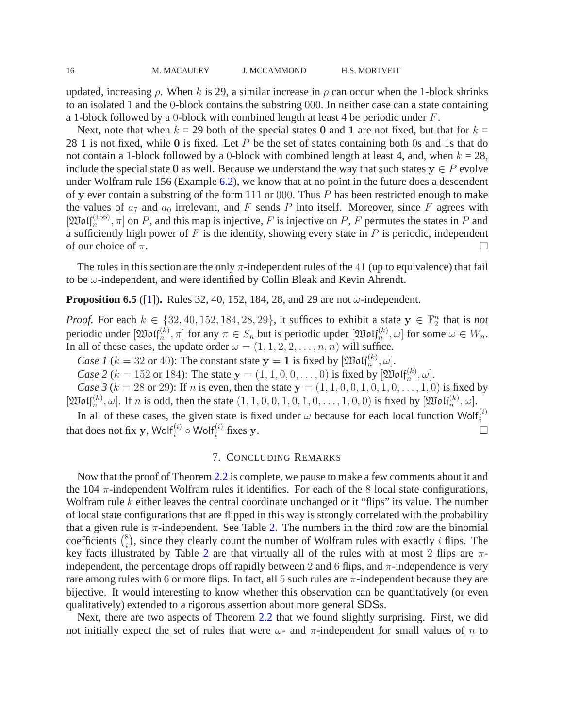updated, increasing $\rho$. When $k$ is 29, a similar increase in $\rho$ can occur when the 1-block shrinks to an isolated 1 and the 0-block contains the substring 000. In neither case can a state containing a 1-block followed by a 0-block with combined length at least 4 be periodic under $F$.

Next, note that when $k$ = 29 both of the special states $\mathbf{0}$ and $\mathbf{1}$ are not fixed, but that for $k$ = 28 $\mathbf{1}$ is not fixed, while $\mathbf{0}$ is fixed. Let $P$ be the set of states containing both 0s and 1s that do not contain a 1-block followed by a 0-block with combined length at least 4, and, when $k = 28$, include the special state $\mathbf{0}$ as well. Because we understand the way that such states $\mathbf{y} \in P$ evolve under Wolfram rule 156 (Example 6.2), we know that at no point in the future does a descendent of $\mathbf{y}$ ever contain a substring of the form 111 or 000. Thus $P$ has been restricted enough to make the values of $a_7$ and $a_0$ irrelevant, and $F$ sends $P$ into itself. Moreover, since $F$ agrees with $[\mathfrak{Wolf}_n^{(156)}, \pi]$ on $P$, and this map is injective, $F$ is injective on $P$, $F$ permutes the states in $P$ and a sufficiently high power of $F$ is the identity, showing every state in $P$ is periodic, independent of our choice of $\pi$. □

The rules in this section are the only $\pi$-independent rules of the 41 (up to equivalence) that fail to be $\omega$-independent, and were identified by Collin Bleak and Kevin Ahrendt.

**Proposition 6.5** ([1]). Rules 32, 40, 152, 184, 28, and 29 are not $\omega$-independent.

*Proof.* For each $k \in \{32, 40, 152, 184, 28, 29\}$, it suffices to exhibit a state $\mathbf{y} \in \mathbb{F}_2^n$ that is *not* periodic under $[\mathfrak{Wolf}_n^{(k)}, \pi]$ for any $\pi \in S_n$ but is periodic upder $[\mathfrak{Wolf}_n^{(k)}, \omega]$ for some $\omega \in W_n$. In all of these cases, the update order $\omega = (1, 1, 2, 2, \ldots, n, n)$ will suffice.

*Case 1* ($k = 32$ or 40): The constant state $\mathbf{y} = \mathbf{1}$ is fixed by $[\mathfrak{Wolf}_n^{(k)}, \omega]$.

*Case 2* ($k = 152$ or 184): The state $\mathbf{y} = (1, 1, 0, 0, \ldots, 0)$ is fixed by $[\mathfrak{Wolf}_n^{(k)}, \omega]$.

*Case 3* ($k = 28$ or 29): If $n$ is even, then the state $\mathbf{y} = (1, 1, 0, 0, 1, 0, 1, 0, \ldots, 1, 0)$ is fixed by $[\mathfrak{Wolf}_n^{(k)}, \omega]$. If $n$ is odd, then the state $(1, 1, 0, 0, 1, 0, 1, 0, \ldots, 1, 0, 0)$ is fixed by $[\mathfrak{Wolf}_n^{(k)}, \omega]$.

In all of these cases, the given state is fixed under $\omega$ because for each local function $\mathsf{Wolf}_i^{(i)}$ that does not fix $\mathbf{y}$, $\mathsf{Wolf}_i^{(i)} \circ \mathsf{Wolf}_i^{(i)}$ fixes $\mathbf{y}$. □

## 7. Concluding Remarks

Now that the proof of Theorem 2.2 is complete, we pause to make a few comments about it and the 104 $\pi$-independent Wolfram rules it identifies. For each of the 8 local state configurations, Wolfram rule $k$ either leaves the central coordinate unchanged or it "flips" its value. The number of local state configurations that are flipped in this way is strongly correlated with the probability that a given rule is $\pi$-independent. See Table 2. The numbers in the third row are the binomial coefficients $\binom{8}{i}$, since they clearly count the number of Wolfram rules with exactly $i$ flips. The key facts illustrated by Table 2 are that virtually all of the rules with at most 2 flips are $\pi$-independent, the percentage drops off rapidly between 2 and 6 flips, and $\pi$-independence is very rare among rules with 6 or more flips. In fact, all 5 such rules are $\pi$-independent because they are bijective. It would interesting to know whether this observation can be quantitatively (or even qualitatively) extended to a rigorous assertion about more general SDSs.

Next, there are two aspects of Theorem 2.2 that we found slightly surprising. First, we did not initially expect the set of rules that were $\omega$- and $\pi$-independent for small values of $n$ to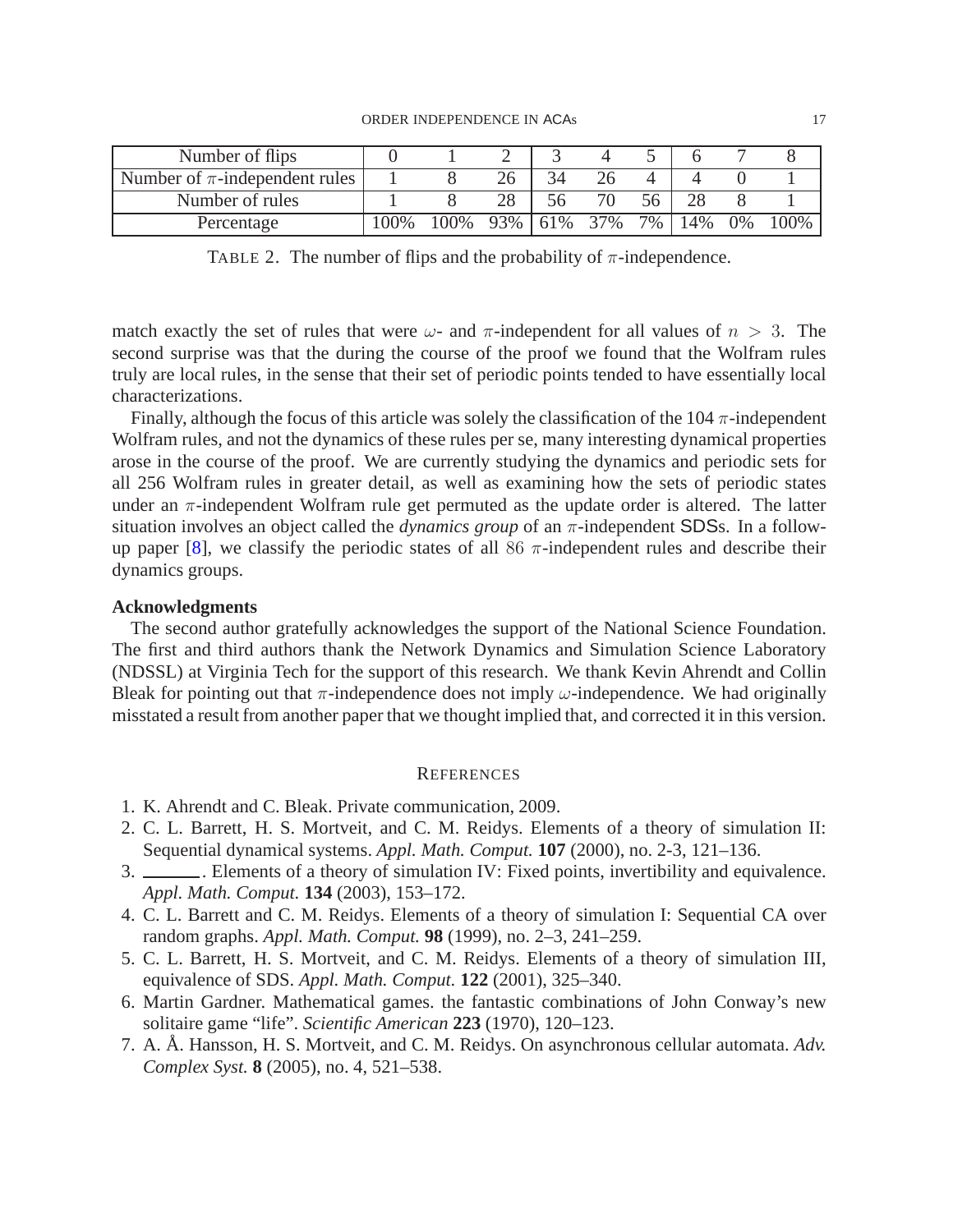| Number of flips | 0 | 1 | 2 | 3 | 4 | 5 | 6 | 7 | 8 |
|---|---|---|---|---|---|---|---|---|---|
| Number of $\pi$-independent rules | 1 | 8 | 26 | 34 | 26 | 4 | 4 | 0 | 1 |
| Number of rules | 1 | 8 | 28 | 56 | 70 | 56 | 28 | 8 | 1 |
| Percentage | 100% | 100% | 93% | 61% | 37% | 7% | 14% | 0% | 100% |

TABLE 2. The number of flips and the probability of $\pi$-independence.

match exactly the set of rules that were $\omega$- and $\pi$-independent for all values of $n > 3$. The second surprise was that the during the course of the proof we found that the Wolfram rules truly are local rules, in the sense that their set of periodic points tended to have essentially local characterizations.

Finally, although the focus of this article was solely the classification of the 104 $\pi$-independent Wolfram rules, and not the dynamics of these rules per se, many interesting dynamical properties arose in the course of the proof. We are currently studying the dynamics and periodic sets for all 256 Wolfram rules in greater detail, as well as examining how the sets of periodic states under an $\pi$-independent Wolfram rule get permuted as the update order is altered. The latter situation involves an object called the *dynamics group* of an $\pi$-independent SDSs. In a follow-up paper [8], we classify the periodic states of all $86$ $\pi$-independent rules and describe their dynamics groups.

## Acknowledgments

The second author gratefully acknowledges the support of the National Science Foundation. The first and third authors thank the Network Dynamics and Simulation Science Laboratory (NDSSL) at Virginia Tech for the support of this research. We thank Kevin Ahrendt and Collin Bleak for pointing out that $\pi$-independence does not imply $\omega$-independence. We had originally misstated a result from another paper that we thought implied that, and corrected it in this version.

## References

1. K. Ahrendt and C. Bleak. Private communication, 2009.
2. C. L. Barrett, H. S. Mortveit, and C. M. Reidys. Elements of a theory of simulation II: Sequential dynamical systems. *Appl. Math. Comput.* **107** (2000), no. 2-3, 121–136.
3. ______. Elements of a theory of simulation IV: Fixed points, invertibility and equivalence. *Appl. Math. Comput.* **134** (2003), 153–172.
4. C. L. Barrett and C. M. Reidys. Elements of a theory of simulation I: Sequential CA over random graphs. *Appl. Math. Comput.* **98** (1999), no. 2–3, 241–259.
5. C. L. Barrett, H. S. Mortveit, and C. M. Reidys. Elements of a theory of simulation III, equivalence of SDS. *Appl. Math. Comput.* **122** (2001), 325–340.
6. Martin Gardner. Mathematical games. the fantastic combinations of John Conway's new solitaire game "life". *Scientific American* **223** (1970), 120–123.
7. A. Å. Hansson, H. S. Mortveit, and C. M. Reidys. On asynchronous cellular automata. *Adv. Complex Syst.* **8** (2005), no. 4, 521–538.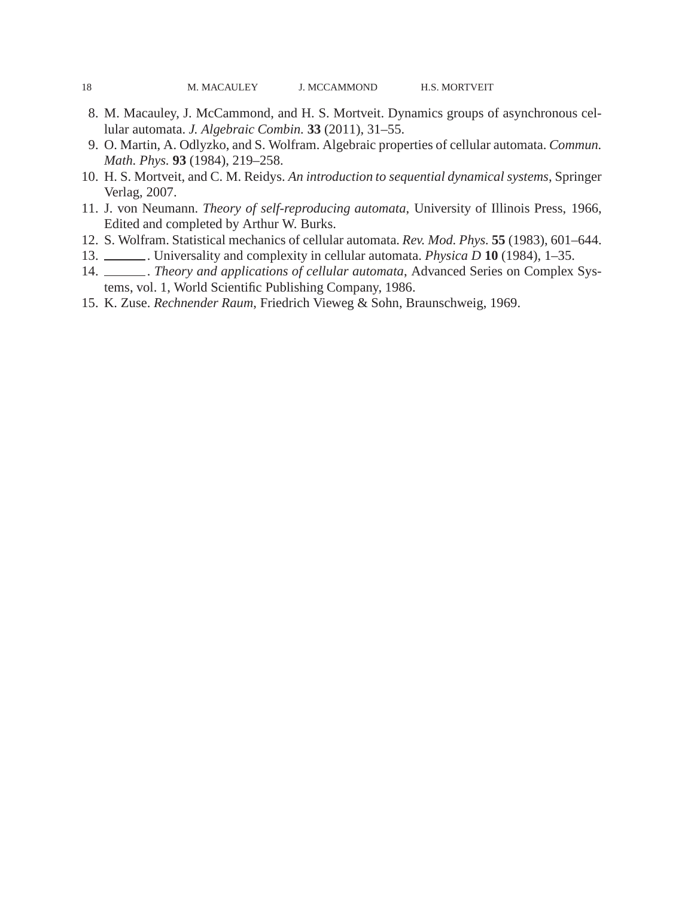8. M. Macauley, J. McCammond, and H. S. Mortveit. Dynamics groups of asynchronous cellular automata. *J. Algebraic Combin.* **33** (2011), 31–55.
9. O. Martin, A. Odlyzko, and S. Wolfram. Algebraic properties of cellular automata. *Commun. Math. Phys.* **93** (1984), 219–258.
10. H. S. Mortveit, and C. M. Reidys. *An introduction to sequential dynamical systems*, Springer Verlag, 2007.
11. J. von Neumann. *Theory of self-reproducing automata*, University of Illinois Press, 1966, Edited and completed by Arthur W. Burks.
12. S. Wolfram. Statistical mechanics of cellular automata. *Rev. Mod. Phys.* **55** (1983), 601–644.
13. ______. Universality and complexity in cellular automata. *Physica D* **10** (1984), 1–35.
14. ______. *Theory and applications of cellular automata*, Advanced Series on Complex Systems, vol. 1, World Scientific Publishing Company, 1986.
15. K. Zuse. *Rechnender Raum*, Friedrich Vieweg & Sohn, Braunschweig, 1969.